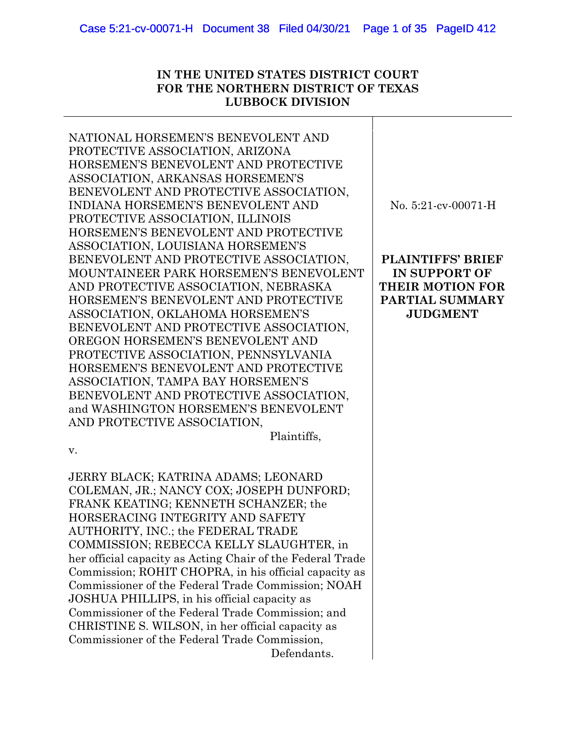**IN THE UNITED STATES DISTRICT COURT**
**FOR THE NORTHERN DISTRICT OF TEXAS**
**LUBBOCK DIVISION**

---

NATIONAL HORSEMEN'S BENEVOLENT AND PROTECTIVE ASSOCIATION, ARIZONA HORSEMEN'S BENEVOLENT AND PROTECTIVE ASSOCIATION, ARKANSAS HORSEMEN'S BENEVOLENT AND PROTECTIVE ASSOCIATION, INDIANA HORSEMEN'S BENEVOLENT AND PROTECTIVE ASSOCIATION, ILLINOIS HORSEMEN'S BENEVOLENT AND PROTECTIVE ASSOCIATION, LOUISIANA HORSEMEN'S BENEVOLENT AND PROTECTIVE ASSOCIATION, MOUNTAINEER PARK HORSEMEN'S BENEVOLENT AND PROTECTIVE ASSOCIATION, NEBRASKA HORSEMEN'S BENEVOLENT AND PROTECTIVE ASSOCIATION, OKLAHOMA HORSEMEN'S BENEVOLENT AND PROTECTIVE ASSOCIATION, OREGON HORSEMEN'S BENEVOLENT AND PROTECTIVE ASSOCIATION, PENNSYLVANIA HORSEMEN'S BENEVOLENT AND PROTECTIVE ASSOCIATION, TAMPA BAY HORSEMEN'S BENEVOLENT AND PROTECTIVE ASSOCIATION, and WASHINGTON HORSEMEN'S BENEVOLENT AND PROTECTIVE ASSOCIATION,

Plaintiffs,

v.

JERRY BLACK; KATRINA ADAMS; LEONARD COLEMAN, JR.; NANCY COX; JOSEPH DUNFORD; FRANK KEATING; KENNETH SCHANZER; the HORSERACING INTEGRITY AND SAFETY AUTHORITY, INC.; the FEDERAL TRADE COMMISSION; REBECCA KELLY SLAUGHTER, in her official capacity as Acting Chair of the Federal Trade Commission; ROHIT CHOPRA, in his official capacity as Commissioner of the Federal Trade Commission; NOAH JOSHUA PHILLIPS, in his official capacity as Commissioner of the Federal Trade Commission; and CHRISTINE S. WILSON, in her official capacity as Commissioner of the Federal Trade Commission,

Defendants.

No. 5:21-cv-00071-H

**PLAINTIFFS' BRIEF IN SUPPORT OF THEIR MOTION FOR PARTIAL SUMMARY JUDGMENT**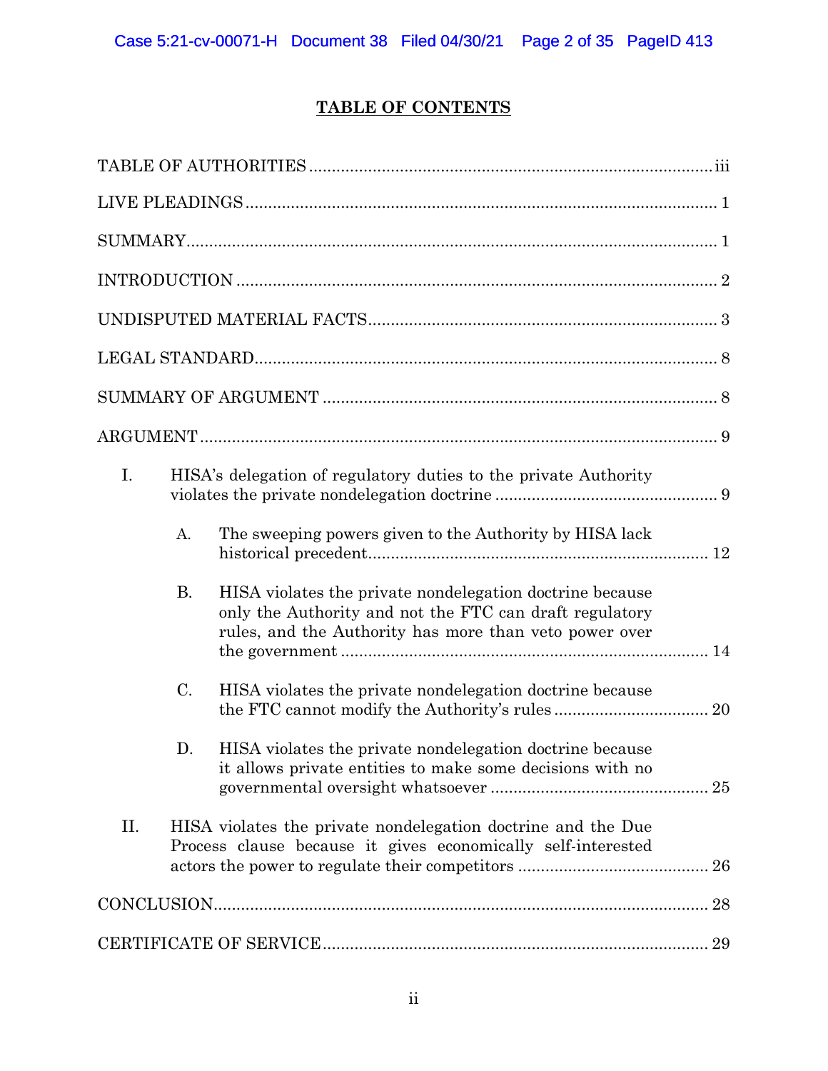## TABLE OF CONTENTS

TABLE OF AUTHORITIES .......... iii

LIVE PLEADINGS .......... 1

SUMMARY .......... 1

INTRODUCTION .......... 2

UNDISPUTED MATERIAL FACTS .......... 3

LEGAL STANDARD .......... 8

SUMMARY OF ARGUMENT .......... 8

ARGUMENT .......... 9

- I. HISA's delegation of regulatory duties to the private Authority violates the private nondelegation doctrine .......... 9
  - A. The sweeping powers given to the Authority by HISA lack historical precedent .......... 12
  - B. HISA violates the private nondelegation doctrine because only the Authority and not the FTC can draft regulatory rules, and the Authority has more than veto power over the government .......... 14
  - C. HISA violates the private nondelegation doctrine because the FTC cannot modify the Authority's rules .......... 20
  - D. HISA violates the private nondelegation doctrine because it allows private entities to make some decisions with no governmental oversight whatsoever .......... 25
- II. HISA violates the private nondelegation doctrine and the Due Process clause because it gives economically self-interested actors the power to regulate their competitors .......... 26

CONCLUSION .......... 28

CERTIFICATE OF SERVICE .......... 29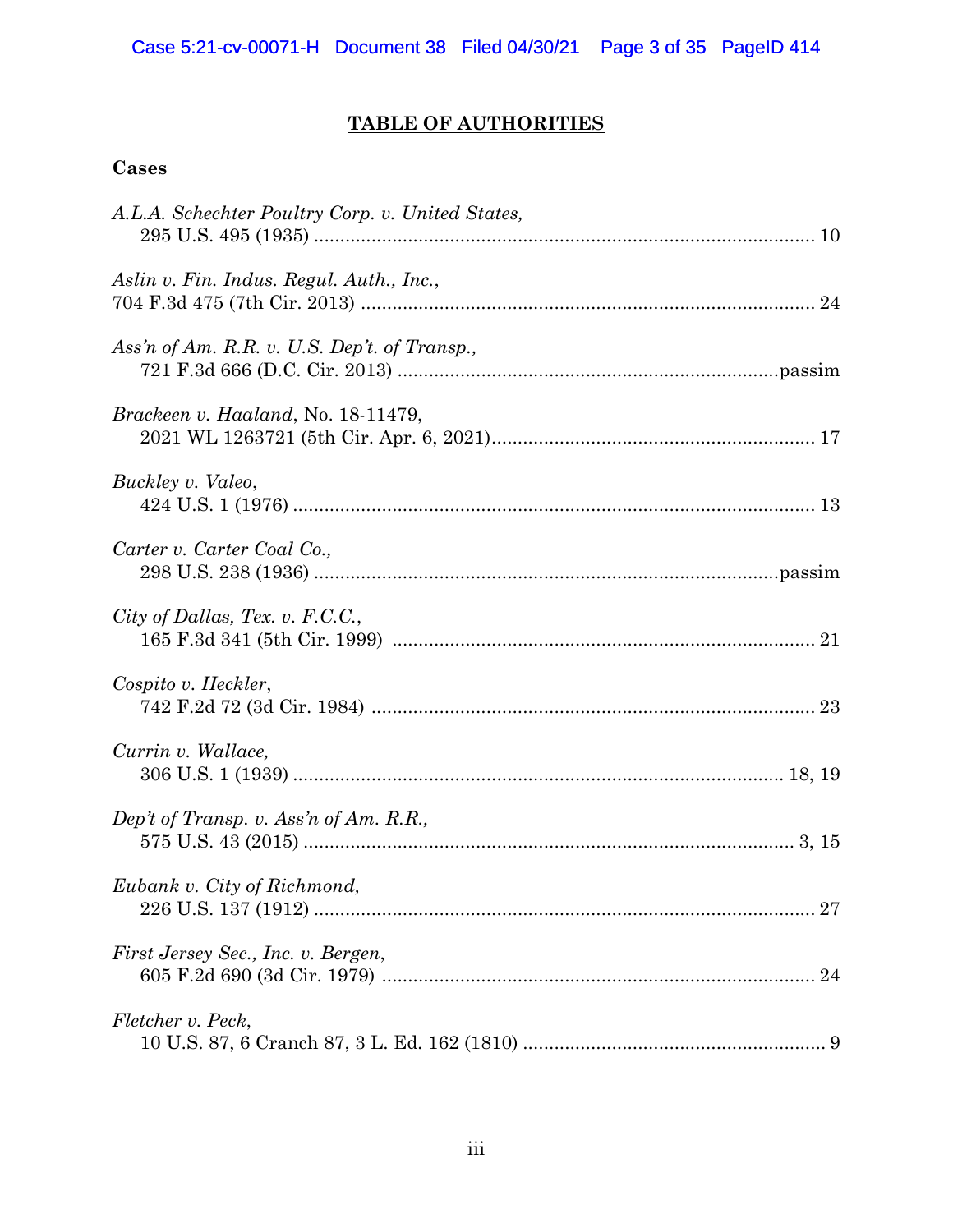# TABLE OF AUTHORITIES

**Cases**

*A.L.A. Schechter Poultry Corp. v. United States*,
295 U.S. 495 (1935) ........................................................................................ 10

*Aslin v. Fin. Indus. Regul. Auth., Inc.*,
704 F.3d 475 (7th Cir. 2013) ......................................................................... 24

*Ass'n of Am. R.R. v. U.S. Dep't. of Transp.*,
721 F.3d 666 (D.C. Cir. 2013) ...........................................................................passim

*Brackeen v. Haaland*, No. 18-11479,
2021 WL 1263721 (5th Cir. Apr. 6, 2021)............................................................ 17

*Buckley v. Valeo*,
424 U.S. 1 (1976) .............................................................................................. 13

*Carter v. Carter Coal Co.*,
298 U.S. 238 (1936) ...........................................................................................passim

*City of Dallas, Tex. v. F.C.C.*,
165 F.3d 341 (5th Cir. 1999) ............................................................................ 21

*Cospito v. Heckler*,
742 F.2d 72 (3d Cir. 1984) ................................................................................ 23

*Currin v. Wallace*,
306 U.S. 1 (1939) ........................................................................................... 18, 19

*Dep't of Transp. v. Ass'n of Am. R.R.*,
575 U.S. 43 (2015) ........................................................................................... 3, 15

*Eubank v. City of Richmond*,
226 U.S. 137 (1912) .......................................................................................... 27

*First Jersey Sec., Inc. v. Bergen*,
605 F.2d 690 (3d Cir. 1979) ............................................................................... 24

*Fletcher v. Peck*,
10 U.S. 87, 6 Cranch 87, 3 L. Ed. 162 (1810) .......................................................... 9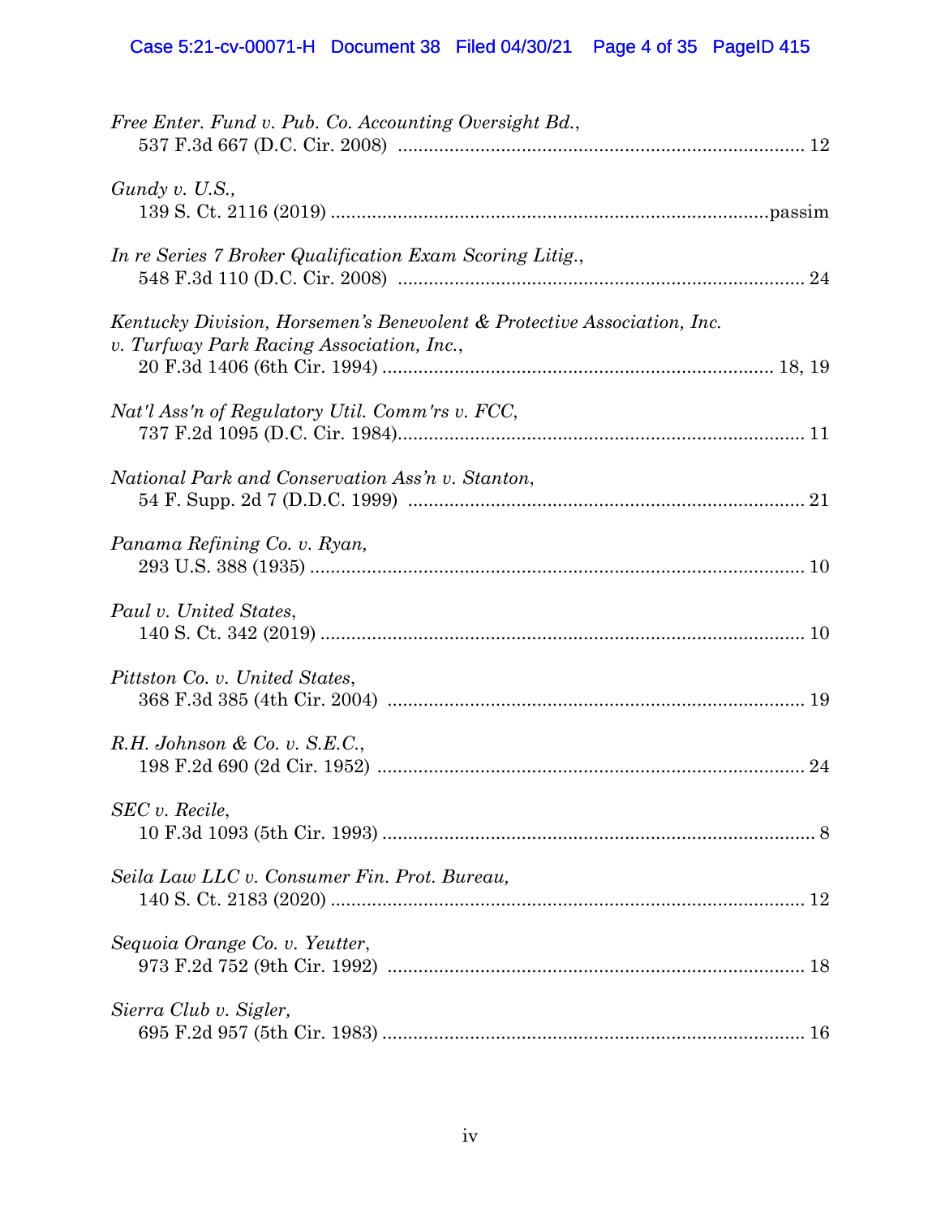*Free Enter. Fund v. Pub. Co. Accounting Oversight Bd.*,
537 F.3d 667 (D.C. Cir. 2008) ............................................................................ 12

*Gundy v. U.S.*,
139 S. Ct. 2116 (2019) ....................................................................................passim

*In re Series 7 Broker Qualification Exam Scoring Litig.*,
548 F.3d 110 (D.C. Cir. 2008) ............................................................................ 24

*Kentucky Division, Horsemen's Benevolent & Protective Association, Inc. v. Turfway Park Racing Association, Inc.*,
20 F.3d 1406 (6th Cir. 1994) .......................................................................... 18, 19

*Nat'l Ass'n of Regulatory Util. Comm'rs v. FCC*,
737 F.2d 1095 (D.C. Cir. 1984)............................................................................ 11

*National Park and Conservation Ass'n v. Stanton*,
54 F. Supp. 2d 7 (D.D.C. 1999) .......................................................................... 21

*Panama Refining Co. v. Ryan*,
293 U.S. 388 (1935) .............................................................................................. 10

*Paul v. United States*,
140 S. Ct. 342 (2019) ............................................................................................ 10

*Pittston Co. v. United States*,
368 F.3d 385 (4th Cir. 2004) ............................................................................... 19

*R.H. Johnson & Co. v. S.E.C.*,
198 F.2d 690 (2d Cir. 1952) ................................................................................. 24

*SEC v. Recile*,
10 F.3d 1093 (5th Cir. 1993) .................................................................................. 8

*Seila Law LLC v. Consumer Fin. Prot. Bureau*,
140 S. Ct. 2183 (2020) .......................................................................................... 12

*Sequoia Orange Co. v. Yeutter*,
973 F.2d 752 (9th Cir. 1992) ............................................................................... 18

*Sierra Club v. Sigler*,
695 F.2d 957 (5th Cir. 1983) ............................................................................... 16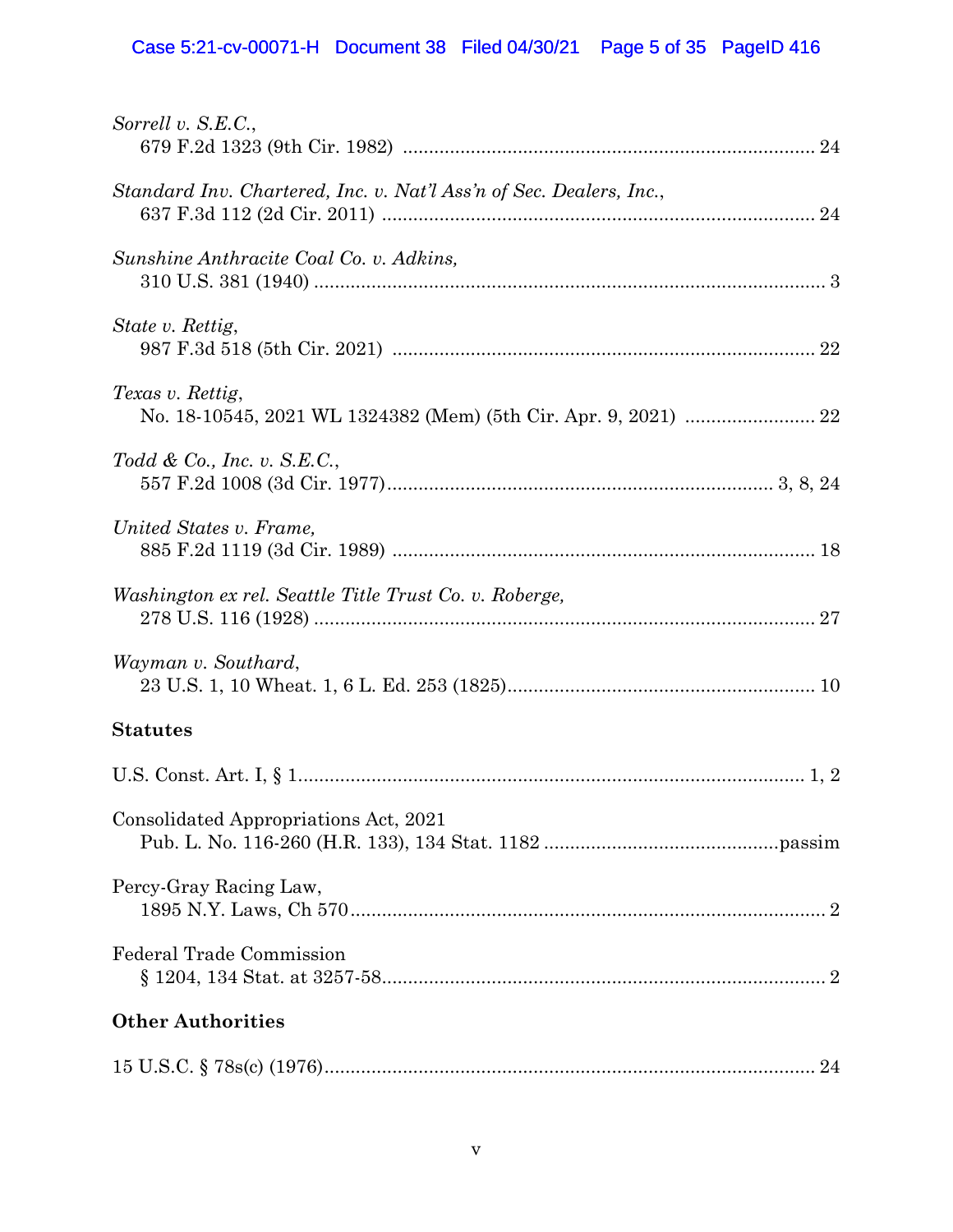*Sorrell v. S.E.C.*,
679 F.2d 1323 (9th Cir. 1982) ............................................................................ 24

*Standard Inv. Chartered, Inc. v. Nat'l Ass'n of Sec. Dealers, Inc.*,
637 F.3d 112 (2d Cir. 2011) ................................................................................ 24

*Sunshine Anthracite Coal Co. v. Adkins,*
310 U.S. 381 (1940) ............................................................................................... 3

*State v. Rettig*,
987 F.3d 518 (5th Cir. 2021) .............................................................................. 22

*Texas v. Rettig*,
No. 18-10545, 2021 WL 1324382 (Mem) (5th Cir. Apr. 9, 2021) ........................ 22

*Todd & Co., Inc. v. S.E.C.*,
557 F.2d 1008 (3d Cir. 1977)........................................................................ 3, 8, 24

*United States v. Frame,*
885 F.2d 1119 (3d Cir. 1989) .............................................................................. 18

*Washington ex rel. Seattle Title Trust Co. v. Roberge,*
278 U.S. 116 (1928) ............................................................................................. 27

*Wayman v. Southard*,
23 U.S. 1, 10 Wheat. 1, 6 L. Ed. 253 (1825)......................................................... 10

**Statutes**

U.S. Const. Art. I, § 1............................................................................................ 1, 2

Consolidated Appropriations Act, 2021
Pub. L. No. 116-260 (H.R. 133), 134 Stat. 1182 ...........................................passim

Percy-Gray Racing Law,
1895 N.Y. Laws, Ch 570......................................................................................... 2

Federal Trade Commission
§ 1204, 134 Stat. at 3257-58.................................................................................. 2

**Other Authorities**

15 U.S.C. § 78s(c) (1976)........................................................................................ 24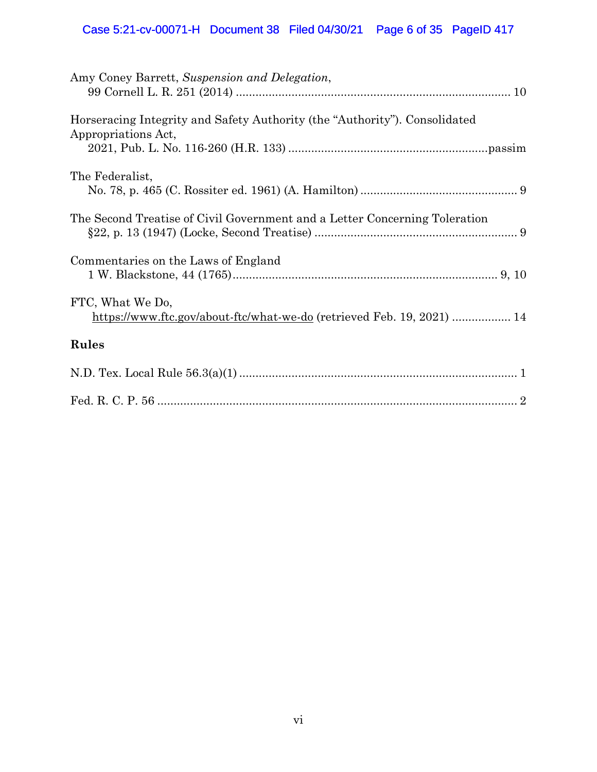Amy Coney Barrett, *Suspension and Delegation*,
  99 Cornell L. R. 251 (2014) .................................................................................... 10

Horseracing Integrity and Safety Authority (the "Authority"). Consolidated Appropriations Act,
  2021, Pub. L. No. 116-260 (H.R. 133) ............................................................passim

The Federalist,
  No. 78, p. 465 (C. Rossiter ed. 1961) (A. Hamilton) ................................................ 9

The Second Treatise of Civil Government and a Letter Concerning Toleration
  §22, p. 13 (1947) (Locke, Second Treatise) .............................................................. 9

Commentaries on the Laws of England
  1 W. Blackstone, 44 (1765).................................................................................. 9, 10

FTC, What We Do,
  https://www.ftc.gov/about-ftc/what-we-do (retrieved Feb. 19, 2021) .................. 14

**Rules**

N.D. Tex. Local Rule 56.3(a)(1) ..................................................................................... 1

Fed. R. C. P. 56 ............................................................................................................... 2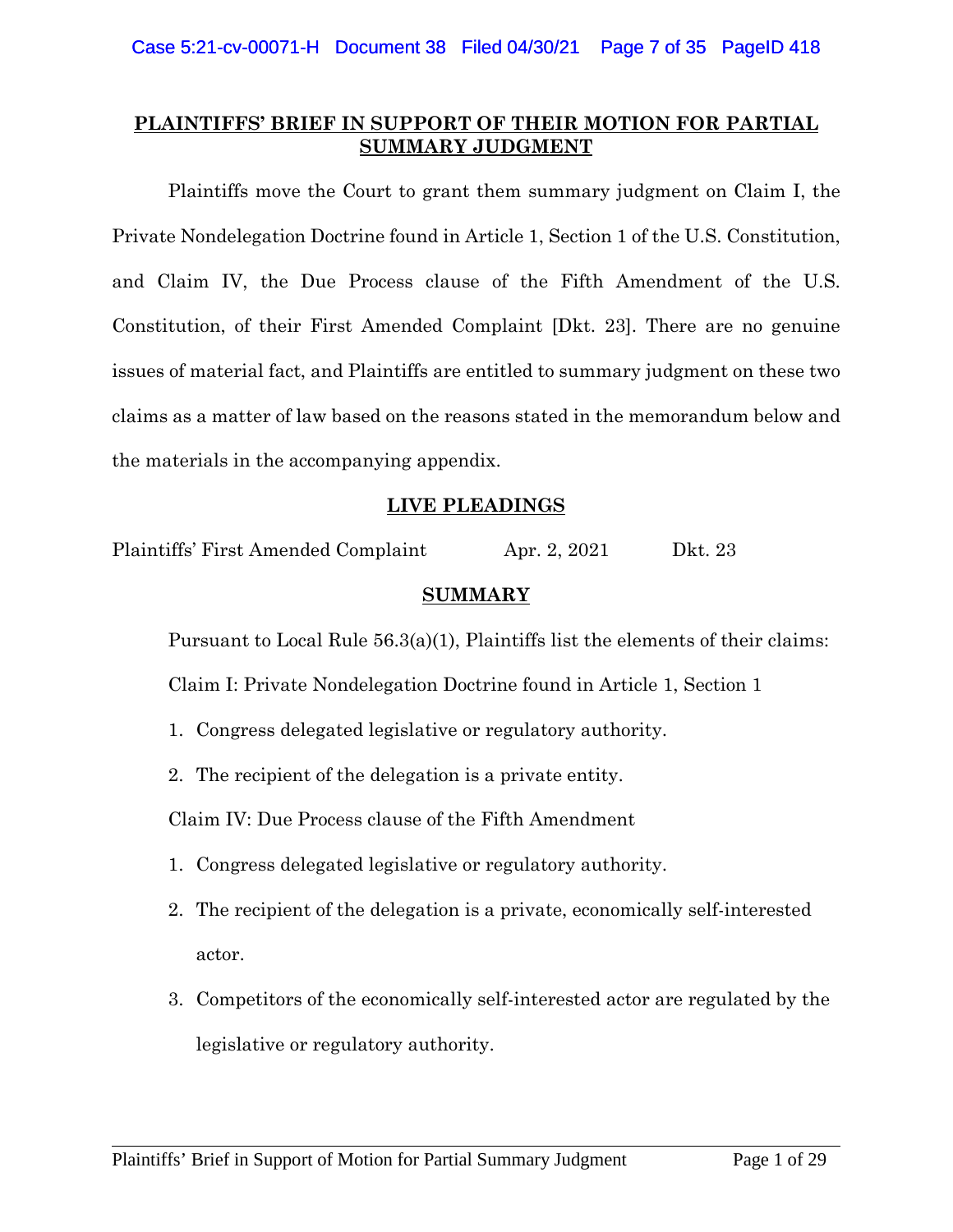**PLAINTIFFS' BRIEF IN SUPPORT OF THEIR MOTION FOR PARTIAL SUMMARY JUDGMENT**

Plaintiffs move the Court to grant them summary judgment on Claim I, the Private Nondelegation Doctrine found in Article 1, Section 1 of the U.S. Constitution, and Claim IV, the Due Process clause of the Fifth Amendment of the U.S. Constitution, of their First Amended Complaint [Dkt. 23]. There are no genuine issues of material fact, and Plaintiffs are entitled to summary judgment on these two claims as a matter of law based on the reasons stated in the memorandum below and the materials in the accompanying appendix.

**LIVE PLEADINGS**

| | | |
|---|---|---|
| Plaintiffs' First Amended Complaint | Apr. 2, 2021 | Dkt. 23 |

**SUMMARY**

Pursuant to Local Rule 56.3(a)(1), Plaintiffs list the elements of their claims:

Claim I: Private Nondelegation Doctrine found in Article 1, Section 1

1. Congress delegated legislative or regulatory authority.
2. The recipient of the delegation is a private entity.

Claim IV: Due Process clause of the Fifth Amendment

1. Congress delegated legislative or regulatory authority.
2. The recipient of the delegation is a private, economically self-interested actor.
3. Competitors of the economically self-interested actor are regulated by the legislative or regulatory authority.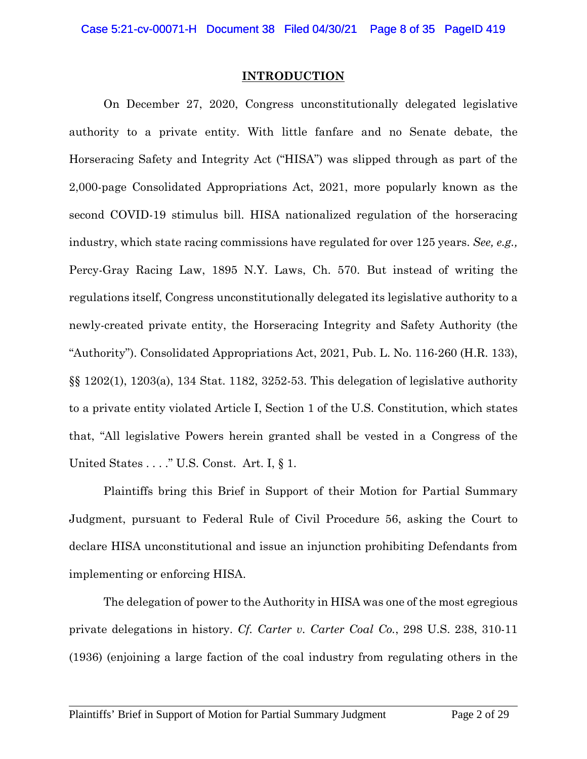## INTRODUCTION

On December 27, 2020, Congress unconstitutionally delegated legislative authority to a private entity. With little fanfare and no Senate debate, the Horseracing Safety and Integrity Act ("HISA") was slipped through as part of the 2,000-page Consolidated Appropriations Act, 2021, more popularly known as the second COVID-19 stimulus bill. HISA nationalized regulation of the horseracing industry, which state racing commissions have regulated for over 125 years. *See, e.g.,* Percy-Gray Racing Law, 1895 N.Y. Laws, Ch. 570. But instead of writing the regulations itself, Congress unconstitutionally delegated its legislative authority to a newly-created private entity, the Horseracing Integrity and Safety Authority (the "Authority"). Consolidated Appropriations Act, 2021, Pub. L. No. 116-260 (H.R. 133), §§ 1202(1), 1203(a), 134 Stat. 1182, 3252-53. This delegation of legislative authority to a private entity violated Article I, Section 1 of the U.S. Constitution, which states that, "All legislative Powers herein granted shall be vested in a Congress of the United States . . . ." U.S. Const. Art. I, § 1.

Plaintiffs bring this Brief in Support of their Motion for Partial Summary Judgment, pursuant to Federal Rule of Civil Procedure 56, asking the Court to declare HISA unconstitutional and issue an injunction prohibiting Defendants from implementing or enforcing HISA.

The delegation of power to the Authority in HISA was one of the most egregious private delegations in history. *Cf. Carter v. Carter Coal Co.*, 298 U.S. 238, 310-11 (1936) (enjoining a large faction of the coal industry from regulating others in the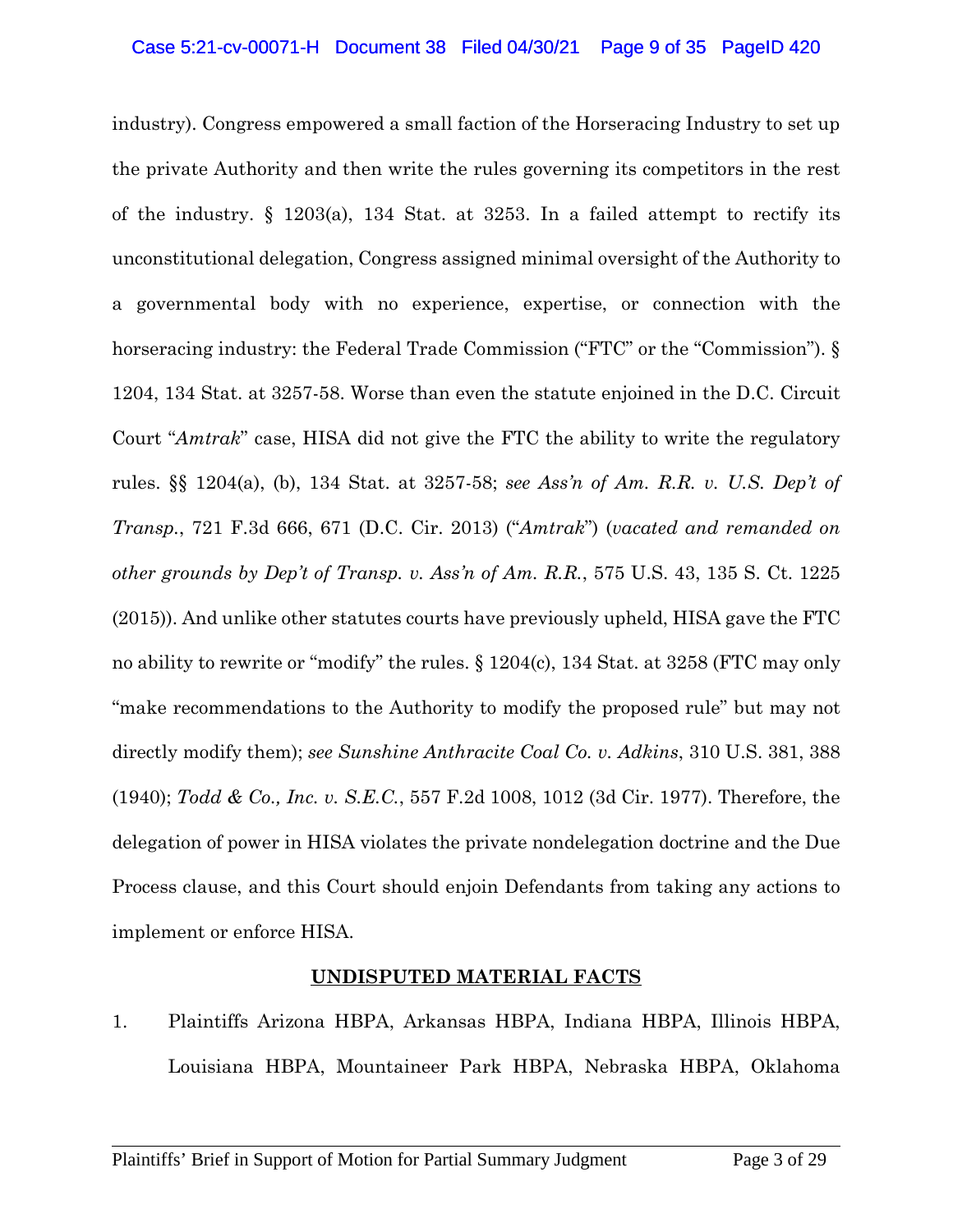industry). Congress empowered a small faction of the Horseracing Industry to set up the private Authority and then write the rules governing its competitors in the rest of the industry. § 1203(a), 134 Stat. at 3253. In a failed attempt to rectify its unconstitutional delegation, Congress assigned minimal oversight of the Authority to a governmental body with no experience, expertise, or connection with the horseracing industry: the Federal Trade Commission ("FTC" or the "Commission"). § 1204, 134 Stat. at 3257-58. Worse than even the statute enjoined in the D.C. Circuit Court "*Amtrak*" case, HISA did not give the FTC the ability to write the regulatory rules. §§ 1204(a), (b), 134 Stat. at 3257-58; *see Ass'n of Am. R.R. v. U.S. Dep't of Transp.*, 721 F.3d 666, 671 (D.C. Cir. 2013) ("*Amtrak*") (*vacated and remanded on other grounds by Dep't of Transp. v. Ass'n of Am. R.R.*, 575 U.S. 43, 135 S. Ct. 1225 (2015)). And unlike other statutes courts have previously upheld, HISA gave the FTC no ability to rewrite or "modify" the rules. § 1204(c), 134 Stat. at 3258 (FTC may only "make recommendations to the Authority to modify the proposed rule" but may not directly modify them); *see Sunshine Anthracite Coal Co. v. Adkins*, 310 U.S. 381, 388 (1940); *Todd & Co., Inc. v. S.E.C.*, 557 F.2d 1008, 1012 (3d Cir. 1977). Therefore, the delegation of power in HISA violates the private nondelegation doctrine and the Due Process clause, and this Court should enjoin Defendants from taking any actions to implement or enforce HISA.

## UNDISPUTED MATERIAL FACTS

1. Plaintiffs Arizona HBPA, Arkansas HBPA, Indiana HBPA, Illinois HBPA, Louisiana HBPA, Mountaineer Park HBPA, Nebraska HBPA, Oklahoma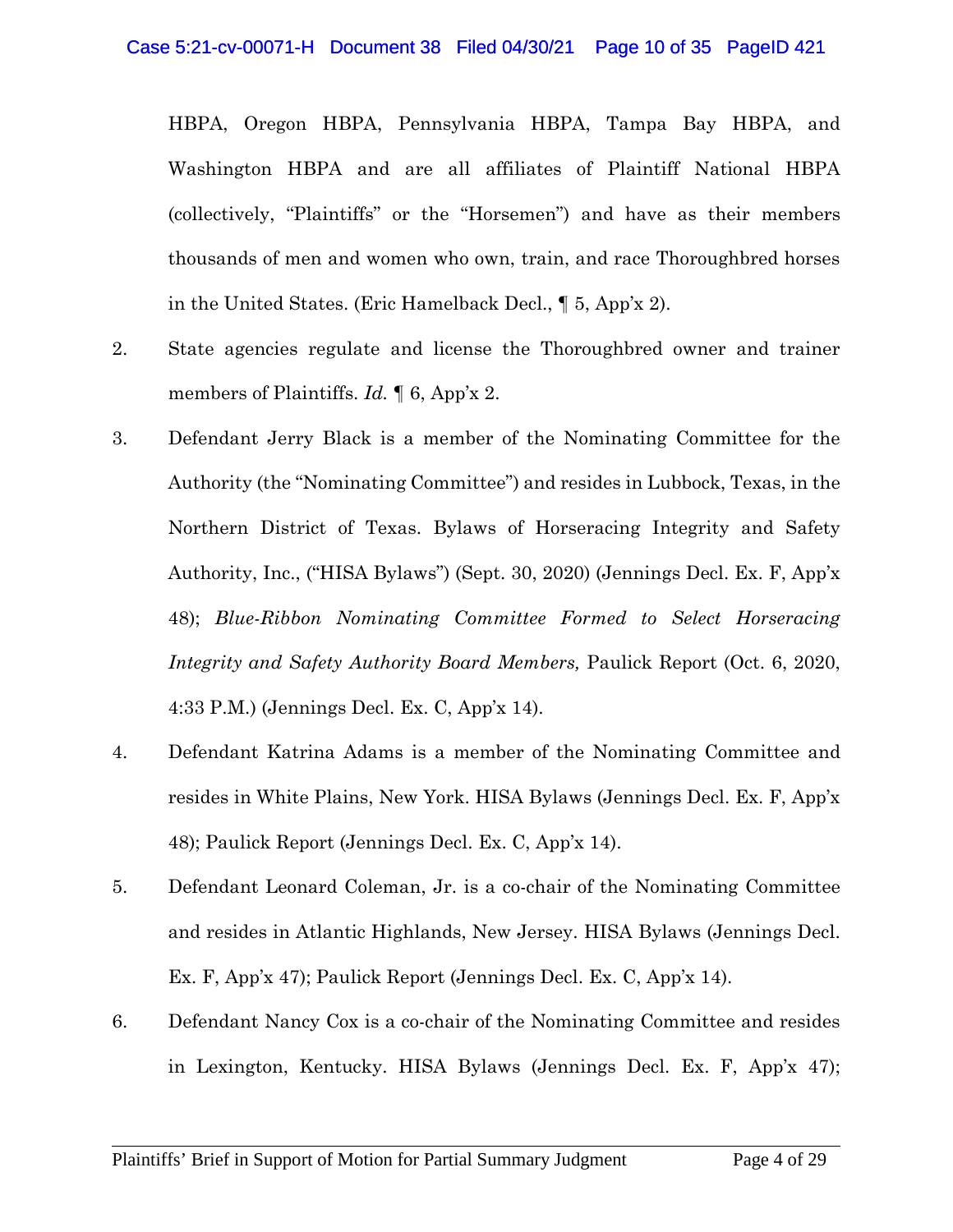HBPA, Oregon HBPA, Pennsylvania HBPA, Tampa Bay HBPA, and Washington HBPA and are all affiliates of Plaintiff National HBPA (collectively, "Plaintiffs" or the "Horsemen") and have as their members thousands of men and women who own, train, and race Thoroughbred horses in the United States. (Eric Hamelback Decl., ¶ 5, App'x 2).

2. State agencies regulate and license the Thoroughbred owner and trainer members of Plaintiffs. *Id.* ¶ 6, App'x 2.

3. Defendant Jerry Black is a member of the Nominating Committee for the Authority (the "Nominating Committee") and resides in Lubbock, Texas, in the Northern District of Texas. Bylaws of Horseracing Integrity and Safety Authority, Inc., ("HISA Bylaws") (Sept. 30, 2020) (Jennings Decl. Ex. F, App'x 48); *Blue-Ribbon Nominating Committee Formed to Select Horseracing Integrity and Safety Authority Board Members,* Paulick Report (Oct. 6, 2020, 4:33 P.M.) (Jennings Decl. Ex. C, App'x 14).

4. Defendant Katrina Adams is a member of the Nominating Committee and resides in White Plains, New York. HISA Bylaws (Jennings Decl. Ex. F, App'x 48); Paulick Report (Jennings Decl. Ex. C, App'x 14).

5. Defendant Leonard Coleman, Jr. is a co-chair of the Nominating Committee and resides in Atlantic Highlands, New Jersey. HISA Bylaws (Jennings Decl. Ex. F, App'x 47); Paulick Report (Jennings Decl. Ex. C, App'x 14).

6. Defendant Nancy Cox is a co-chair of the Nominating Committee and resides in Lexington, Kentucky. HISA Bylaws (Jennings Decl. Ex. F, App'x 47);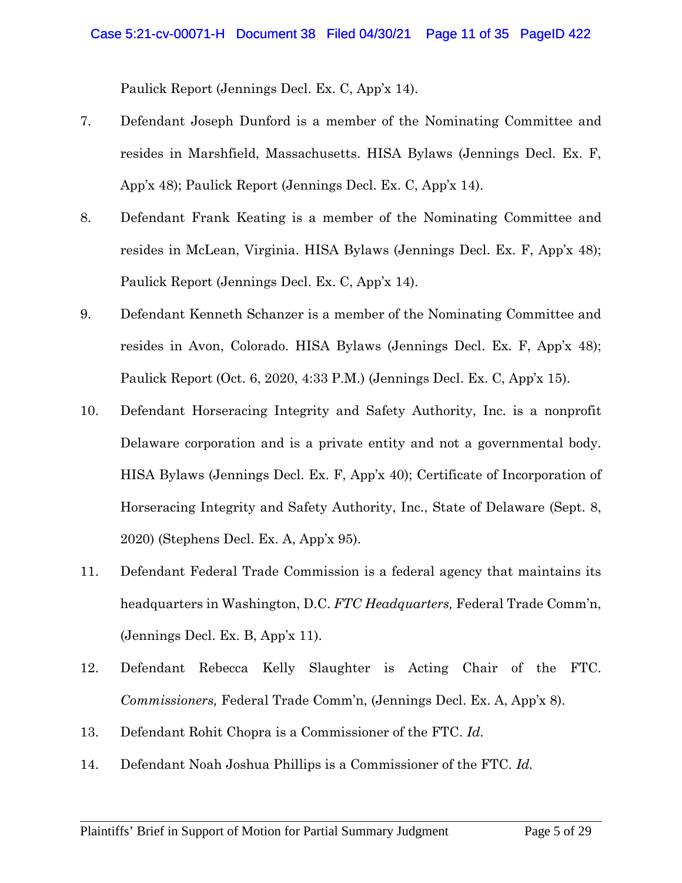Paulick Report (Jennings Decl. Ex. C, App'x 14).

7. Defendant Joseph Dunford is a member of the Nominating Committee and resides in Marshfield, Massachusetts. HISA Bylaws (Jennings Decl. Ex. F, App'x 48); Paulick Report (Jennings Decl. Ex. C, App'x 14).

8. Defendant Frank Keating is a member of the Nominating Committee and resides in McLean, Virginia. HISA Bylaws (Jennings Decl. Ex. F, App'x 48); Paulick Report (Jennings Decl. Ex. C, App'x 14).

9. Defendant Kenneth Schanzer is a member of the Nominating Committee and resides in Avon, Colorado. HISA Bylaws (Jennings Decl. Ex. F, App'x 48); Paulick Report (Oct. 6, 2020, 4:33 P.M.) (Jennings Decl. Ex. C, App'x 15).

10. Defendant Horseracing Integrity and Safety Authority, Inc. is a nonprofit Delaware corporation and is a private entity and not a governmental body. HISA Bylaws (Jennings Decl. Ex. F, App'x 40); Certificate of Incorporation of Horseracing Integrity and Safety Authority, Inc., State of Delaware (Sept. 8, 2020) (Stephens Decl. Ex. A, App'x 95).

11. Defendant Federal Trade Commission is a federal agency that maintains its headquarters in Washington, D.C. *FTC Headquarters,* Federal Trade Comm'n, (Jennings Decl. Ex. B, App'x 11).

12. Defendant Rebecca Kelly Slaughter is Acting Chair of the FTC. *Commissioners,* Federal Trade Comm'n, (Jennings Decl. Ex. A, App'x 8).

13. Defendant Rohit Chopra is a Commissioner of the FTC. *Id.*

14. Defendant Noah Joshua Phillips is a Commissioner of the FTC. *Id.*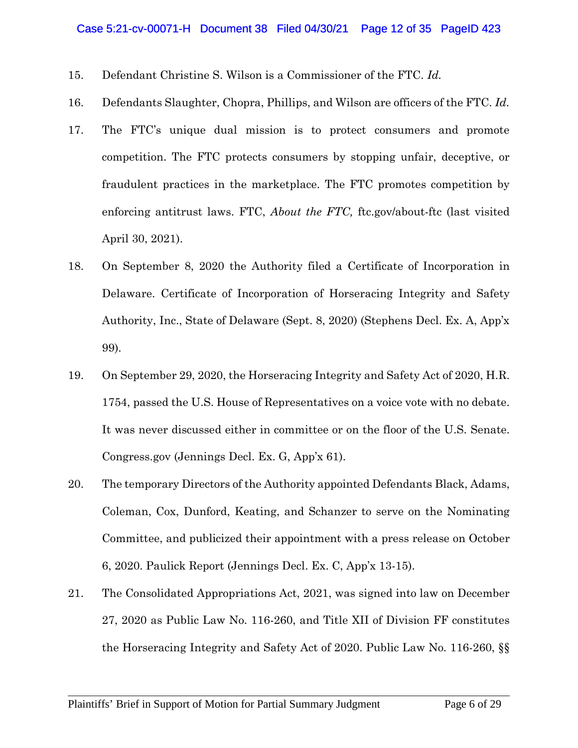15. Defendant Christine S. Wilson is a Commissioner of the FTC. *Id.*

16. Defendants Slaughter, Chopra, Phillips, and Wilson are officers of the FTC. *Id.*

17. The FTC's unique dual mission is to protect consumers and promote competition. The FTC protects consumers by stopping unfair, deceptive, or fraudulent practices in the marketplace. The FTC promotes competition by enforcing antitrust laws. FTC, *About the FTC,* ftc.gov/about-ftc (last visited April 30, 2021).

18. On September 8, 2020 the Authority filed a Certificate of Incorporation in Delaware. Certificate of Incorporation of Horseracing Integrity and Safety Authority, Inc., State of Delaware (Sept. 8, 2020) (Stephens Decl. Ex. A, App'x 99).

19. On September 29, 2020, the Horseracing Integrity and Safety Act of 2020, H.R. 1754, passed the U.S. House of Representatives on a voice vote with no debate. It was never discussed either in committee or on the floor of the U.S. Senate. Congress.gov (Jennings Decl. Ex. G, App'x 61).

20. The temporary Directors of the Authority appointed Defendants Black, Adams, Coleman, Cox, Dunford, Keating, and Schanzer to serve on the Nominating Committee, and publicized their appointment with a press release on October 6, 2020. Paulick Report (Jennings Decl. Ex. C, App'x 13-15).

21. The Consolidated Appropriations Act, 2021, was signed into law on December 27, 2020 as Public Law No. 116-260, and Title XII of Division FF constitutes the Horseracing Integrity and Safety Act of 2020. Public Law No. 116-260, §§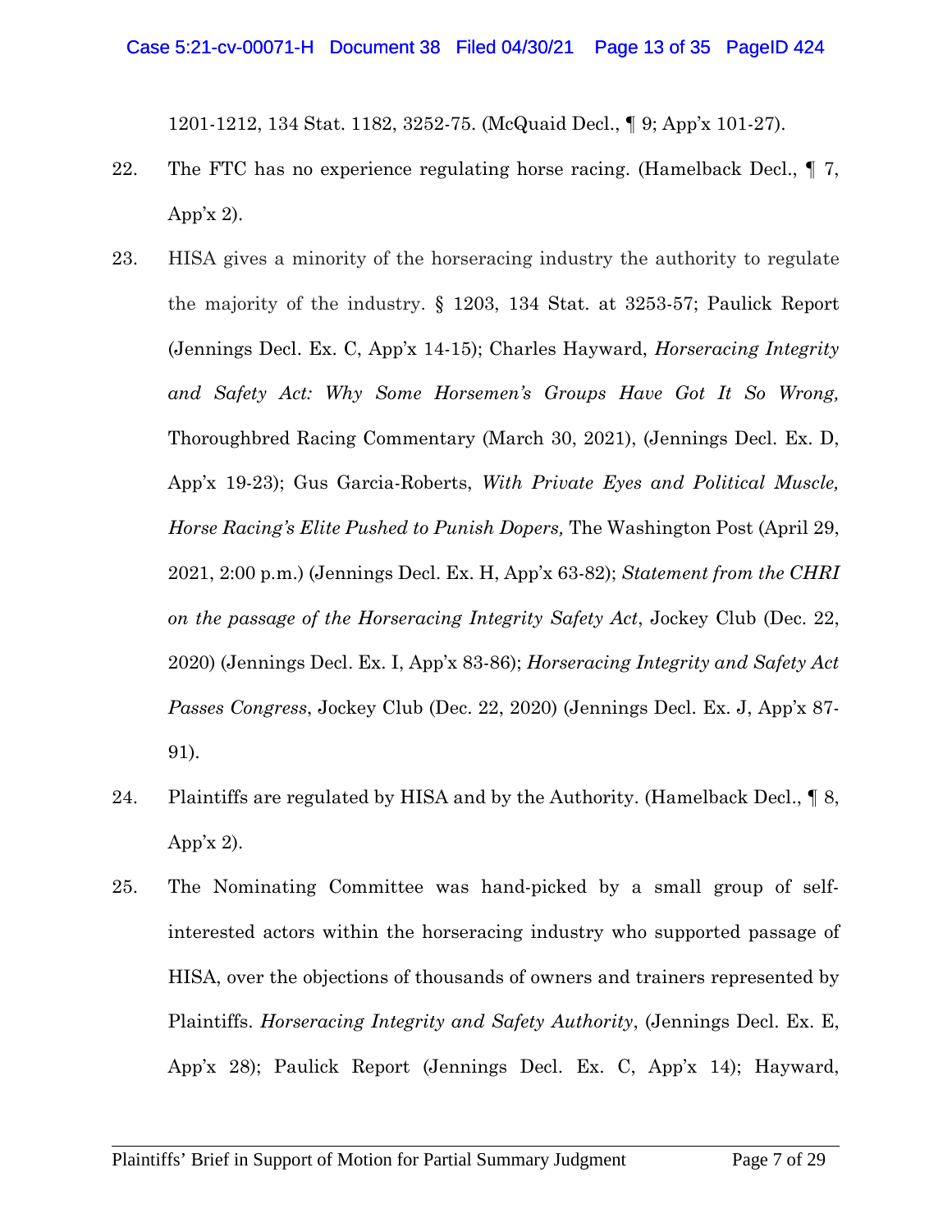1201-1212, 134 Stat. 1182, 3252-75. (McQuaid Decl., ¶ 9; App'x 101-27).

22. The FTC has no experience regulating horse racing. (Hamelback Decl., ¶ 7, App'x 2).

23. HISA gives a minority of the horseracing industry the authority to regulate the majority of the industry. § 1203, 134 Stat. at 3253-57; Paulick Report (Jennings Decl. Ex. C, App'x 14-15); Charles Hayward, *Horseracing Integrity and Safety Act: Why Some Horsemen's Groups Have Got It So Wrong,* Thoroughbred Racing Commentary (March 30, 2021), (Jennings Decl. Ex. D, App'x 19-23); Gus Garcia-Roberts, *With Private Eyes and Political Muscle, Horse Racing's Elite Pushed to Punish Dopers,* The Washington Post (April 29, 2021, 2:00 p.m.) (Jennings Decl. Ex. H, App'x 63-82); *Statement from the CHRI on the passage of the Horseracing Integrity Safety Act*, Jockey Club (Dec. 22, 2020) (Jennings Decl. Ex. I, App'x 83-86); *Horseracing Integrity and Safety Act Passes Congress*, Jockey Club (Dec. 22, 2020) (Jennings Decl. Ex. J, App'x 87-91).

24. Plaintiffs are regulated by HISA and by the Authority. (Hamelback Decl., ¶ 8, App'x 2).

25. The Nominating Committee was hand-picked by a small group of self-interested actors within the horseracing industry who supported passage of HISA, over the objections of thousands of owners and trainers represented by Plaintiffs. *Horseracing Integrity and Safety Authority*, (Jennings Decl. Ex. E, App'x 28); Paulick Report (Jennings Decl. Ex. C, App'x 14); Hayward,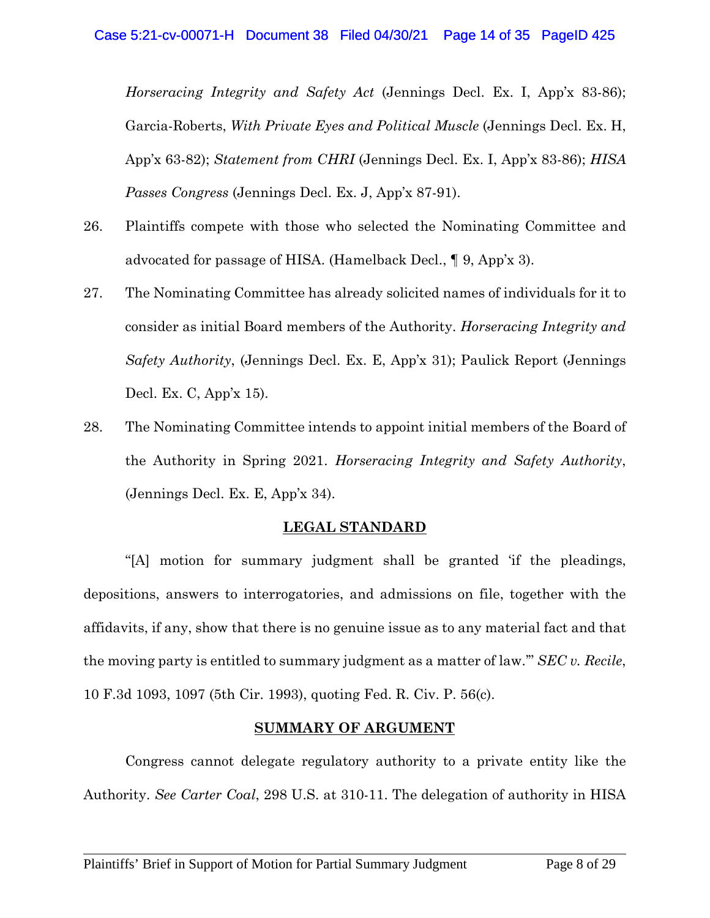*Horseracing Integrity and Safety Act* (Jennings Decl. Ex. I, App'x 83-86); Garcia-Roberts, *With Private Eyes and Political Muscle* (Jennings Decl. Ex. H, App'x 63-82); *Statement from CHRI* (Jennings Decl. Ex. I, App'x 83-86); *HISA Passes Congress* (Jennings Decl. Ex. J, App'x 87-91).

26. Plaintiffs compete with those who selected the Nominating Committee and advocated for passage of HISA. (Hamelback Decl., ¶ 9, App'x 3).

27. The Nominating Committee has already solicited names of individuals for it to consider as initial Board members of the Authority. *Horseracing Integrity and Safety Authority*, (Jennings Decl. Ex. E, App'x 31); Paulick Report (Jennings Decl. Ex. C, App'x 15).

28. The Nominating Committee intends to appoint initial members of the Board of the Authority in Spring 2021. *Horseracing Integrity and Safety Authority*, (Jennings Decl. Ex. E, App'x 34).

## LEGAL STANDARD

"[A] motion for summary judgment shall be granted 'if the pleadings, depositions, answers to interrogatories, and admissions on file, together with the affidavits, if any, show that there is no genuine issue as to any material fact and that the moving party is entitled to summary judgment as a matter of law.'" *SEC v. Recile*, 10 F.3d 1093, 1097 (5th Cir. 1993), quoting Fed. R. Civ. P. 56(c).

## SUMMARY OF ARGUMENT

Congress cannot delegate regulatory authority to a private entity like the Authority. *See Carter Coal*, 298 U.S. at 310-11. The delegation of authority in HISA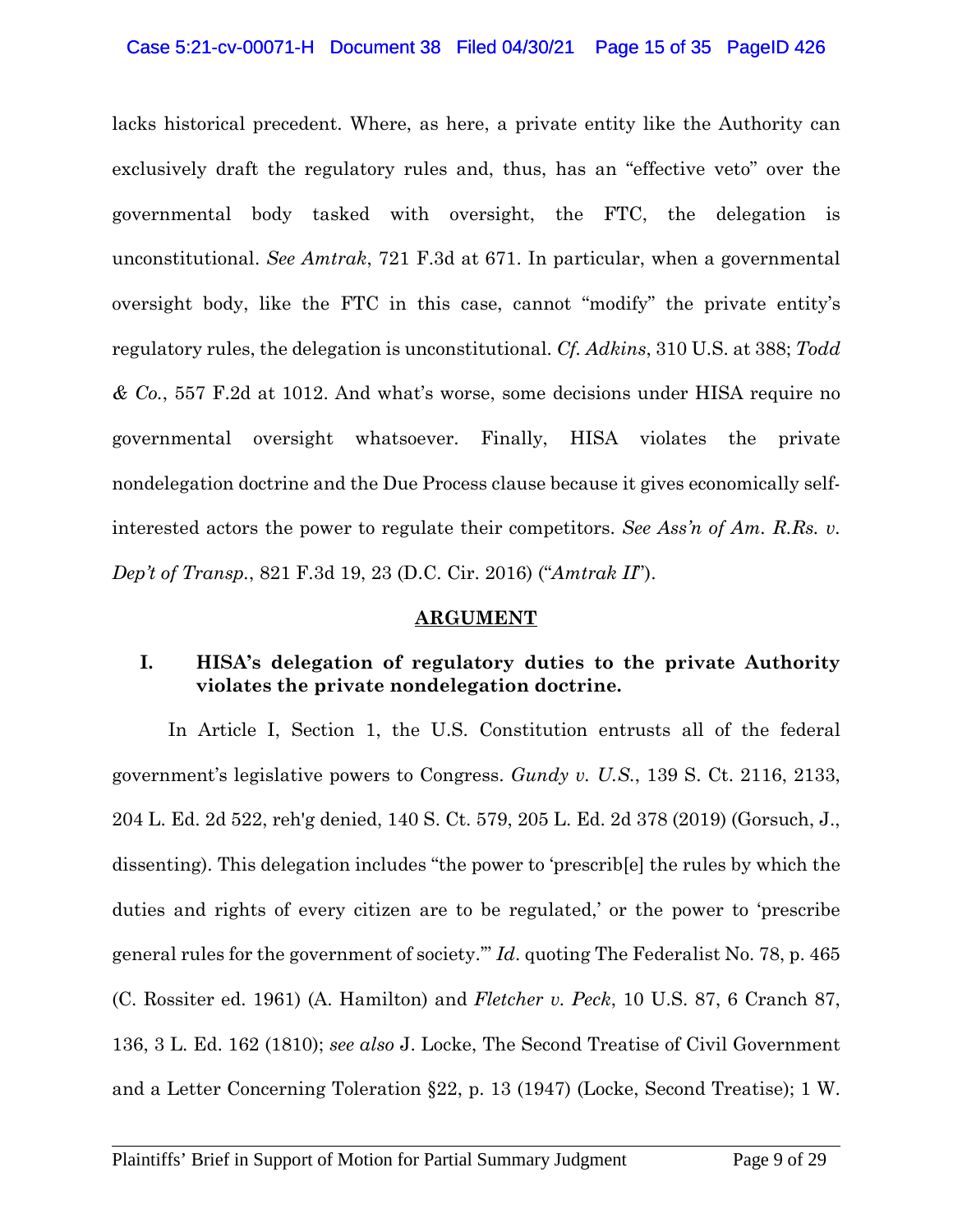lacks historical precedent. Where, as here, a private entity like the Authority can exclusively draft the regulatory rules and, thus, has an "effective veto" over the governmental body tasked with oversight, the FTC, the delegation is unconstitutional. *See Amtrak*, 721 F.3d at 671. In particular, when a governmental oversight body, like the FTC in this case, cannot "modify" the private entity's regulatory rules, the delegation is unconstitutional. *Cf. Adkins*, 310 U.S. at 388; *Todd & Co.*, 557 F.2d at 1012. And what's worse, some decisions under HISA require no governmental oversight whatsoever. Finally, HISA violates the private nondelegation doctrine and the Due Process clause because it gives economically self-interested actors the power to regulate their competitors. *See Ass'n of Am. R.Rs. v. Dep't of Transp.*, 821 F.3d 19, 23 (D.C. Cir. 2016) ("*Amtrak II*").

## ARGUMENT

### I. HISA's delegation of regulatory duties to the private Authority violates the private nondelegation doctrine.

In Article I, Section 1, the U.S. Constitution entrusts all of the federal government's legislative powers to Congress. *Gundy v. U.S.*, 139 S. Ct. 2116, 2133, 204 L. Ed. 2d 522, reh'g denied, 140 S. Ct. 579, 205 L. Ed. 2d 378 (2019) (Gorsuch, J., dissenting). This delegation includes "the power to 'prescrib[e] the rules by which the duties and rights of every citizen are to be regulated,' or the power to 'prescribe general rules for the government of society.'" *Id*. quoting The Federalist No. 78, p. 465 (C. Rossiter ed. 1961) (A. Hamilton) and *Fletcher v. Peck*, 10 U.S. 87, 6 Cranch 87, 136, 3 L. Ed. 162 (1810); *see also* J. Locke, The Second Treatise of Civil Government and a Letter Concerning Toleration §22, p. 13 (1947) (Locke, Second Treatise); 1 W.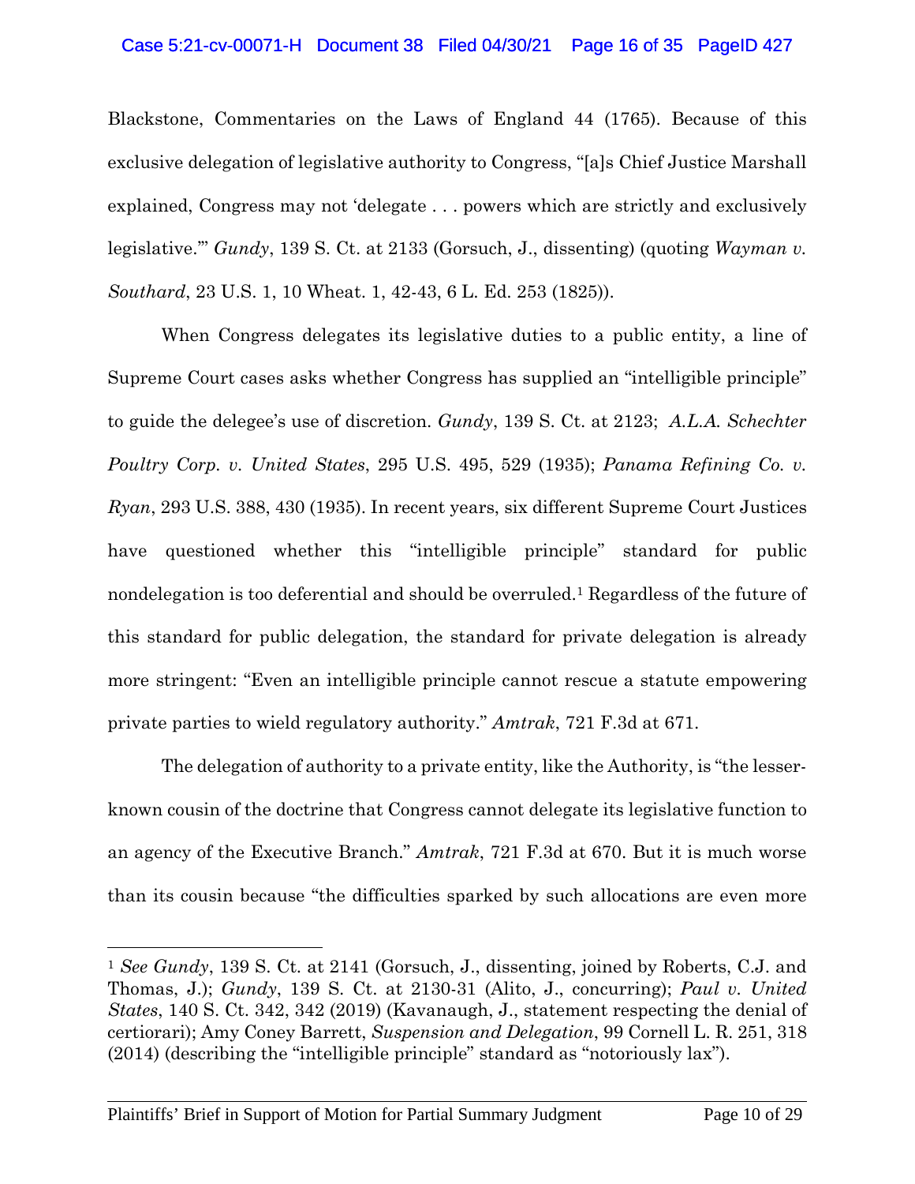Blackstone, Commentaries on the Laws of England 44 (1765). Because of this exclusive delegation of legislative authority to Congress, "[a]s Chief Justice Marshall explained, Congress may not 'delegate . . . powers which are strictly and exclusively legislative.'" *Gundy*, 139 S. Ct. at 2133 (Gorsuch, J., dissenting) (quoting *Wayman v. Southard*, 23 U.S. 1, 10 Wheat. 1, 42-43, 6 L. Ed. 253 (1825)).

When Congress delegates its legislative duties to a public entity, a line of Supreme Court cases asks whether Congress has supplied an "intelligible principle" to guide the delegee's use of discretion. *Gundy*, 139 S. Ct. at 2123; *A.L.A. Schechter Poultry Corp. v. United States*, 295 U.S. 495, 529 (1935); *Panama Refining Co. v. Ryan*, 293 U.S. 388, 430 (1935). In recent years, six different Supreme Court Justices have questioned whether this "intelligible principle" standard for public nondelegation is too deferential and should be overruled.[1] Regardless of the future of this standard for public delegation, the standard for private delegation is already more stringent: "Even an intelligible principle cannot rescue a statute empowering private parties to wield regulatory authority." *Amtrak*, 721 F.3d at 671.

The delegation of authority to a private entity, like the Authority, is "the lesser-known cousin of the doctrine that Congress cannot delegate its legislative function to an agency of the Executive Branch." *Amtrak*, 721 F.3d at 670. But it is much worse than its cousin because "the difficulties sparked by such allocations are even more

[1] *See Gundy*, 139 S. Ct. at 2141 (Gorsuch, J., dissenting, joined by Roberts, C.J. and Thomas, J.); *Gundy*, 139 S. Ct. at 2130-31 (Alito, J., concurring); *Paul v. United States*, 140 S. Ct. 342, 342 (2019) (Kavanaugh, J., statement respecting the denial of certiorari); Amy Coney Barrett, *Suspension and Delegation*, 99 Cornell L. R. 251, 318 (2014) (describing the "intelligible principle" standard as "notoriously lax").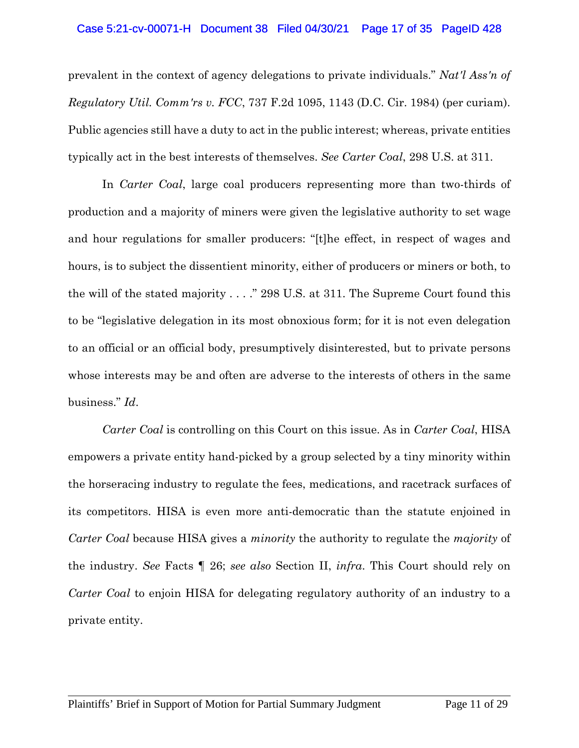prevalent in the context of agency delegations to private individuals." *Nat'l Ass'n of Regulatory Util. Comm'rs v. FCC*, 737 F.2d 1095, 1143 (D.C. Cir. 1984) (per curiam). Public agencies still have a duty to act in the public interest; whereas, private entities typically act in the best interests of themselves. *See Carter Coal*, 298 U.S. at 311.

In *Carter Coal*, large coal producers representing more than two-thirds of production and a majority of miners were given the legislative authority to set wage and hour regulations for smaller producers: "[t]he effect, in respect of wages and hours, is to subject the dissentient minority, either of producers or miners or both, to the will of the stated majority . . . ." 298 U.S. at 311. The Supreme Court found this to be "legislative delegation in its most obnoxious form; for it is not even delegation to an official or an official body, presumptively disinterested, but to private persons whose interests may be and often are adverse to the interests of others in the same business." *Id*.

*Carter Coal* is controlling on this Court on this issue. As in *Carter Coal*, HISA empowers a private entity hand-picked by a group selected by a tiny minority within the horseracing industry to regulate the fees, medications, and racetrack surfaces of its competitors. HISA is even more anti-democratic than the statute enjoined in *Carter Coal* because HISA gives a *minority* the authority to regulate the *majority* of the industry. *See* Facts ¶ 26; *see also* Section II, *infra*. This Court should rely on *Carter Coal* to enjoin HISA for delegating regulatory authority of an industry to a private entity.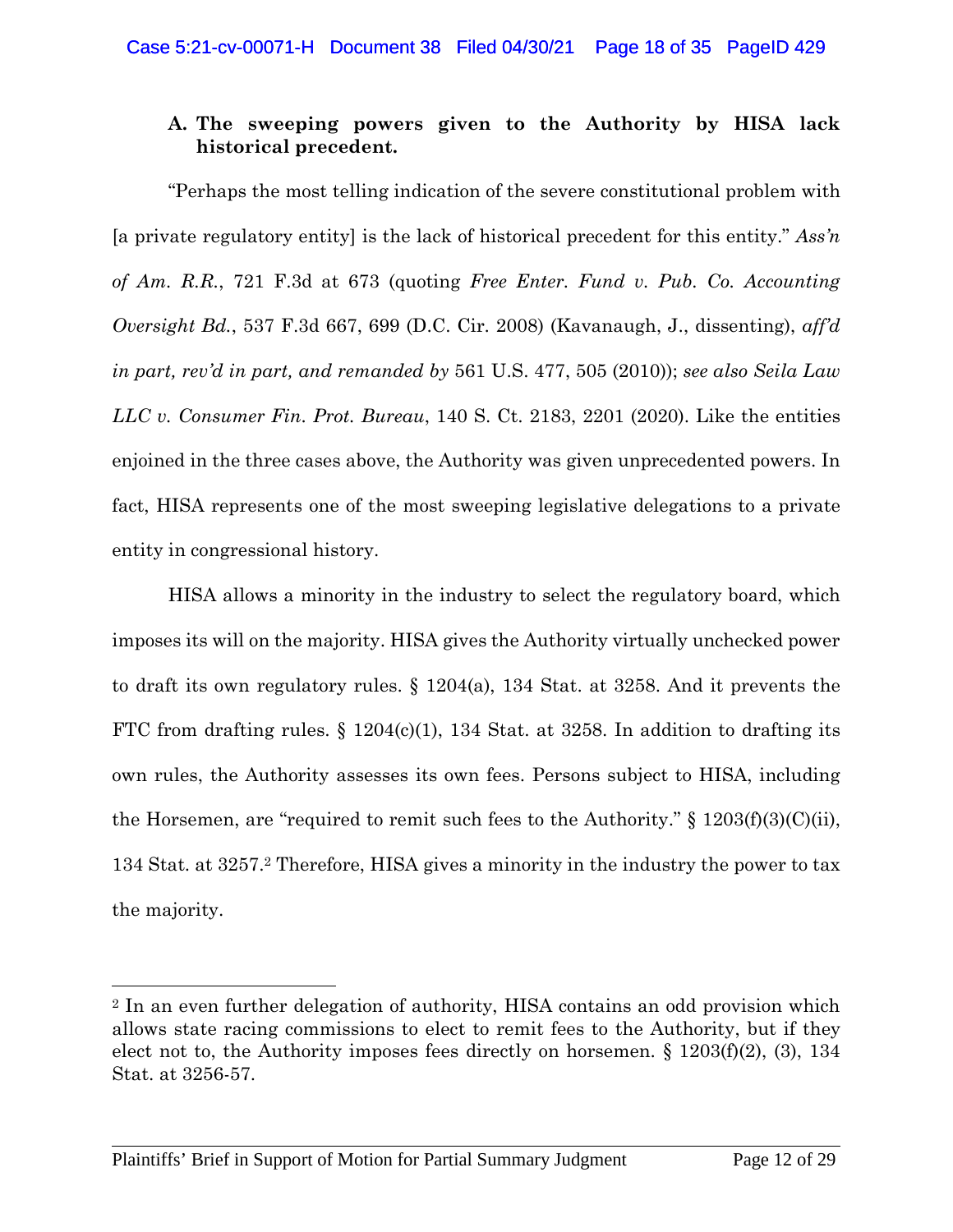### A. The sweeping powers given to the Authority by HISA lack historical precedent.

"Perhaps the most telling indication of the severe constitutional problem with [a private regulatory entity] is the lack of historical precedent for this entity." *Ass'n of Am. R.R.*, 721 F.3d at 673 (quoting *Free Enter. Fund v. Pub. Co. Accounting Oversight Bd.*, 537 F.3d 667, 699 (D.C. Cir. 2008) (Kavanaugh, J., dissenting), *aff'd in part, rev'd in part, and remanded by* 561 U.S. 477, 505 (2010)); *see also Seila Law LLC v. Consumer Fin. Prot. Bureau*, 140 S. Ct. 2183, 2201 (2020). Like the entities enjoined in the three cases above, the Authority was given unprecedented powers. In fact, HISA represents one of the most sweeping legislative delegations to a private entity in congressional history.

HISA allows a minority in the industry to select the regulatory board, which imposes its will on the majority. HISA gives the Authority virtually unchecked power to draft its own regulatory rules. § 1204(a), 134 Stat. at 3258. And it prevents the FTC from drafting rules. § 1204(c)(1), 134 Stat. at 3258. In addition to drafting its own rules, the Authority assesses its own fees. Persons subject to HISA, including the Horsemen, are "required to remit such fees to the Authority." § 1203(f)(3)(C)(ii), 134 Stat. at 3257.[2] Therefore, HISA gives a minority in the industry the power to tax the majority.

[2] In an even further delegation of authority, HISA contains an odd provision which allows state racing commissions to elect to remit fees to the Authority, but if they elect not to, the Authority imposes fees directly on horsemen. § 1203(f)(2), (3), 134 Stat. at 3256-57.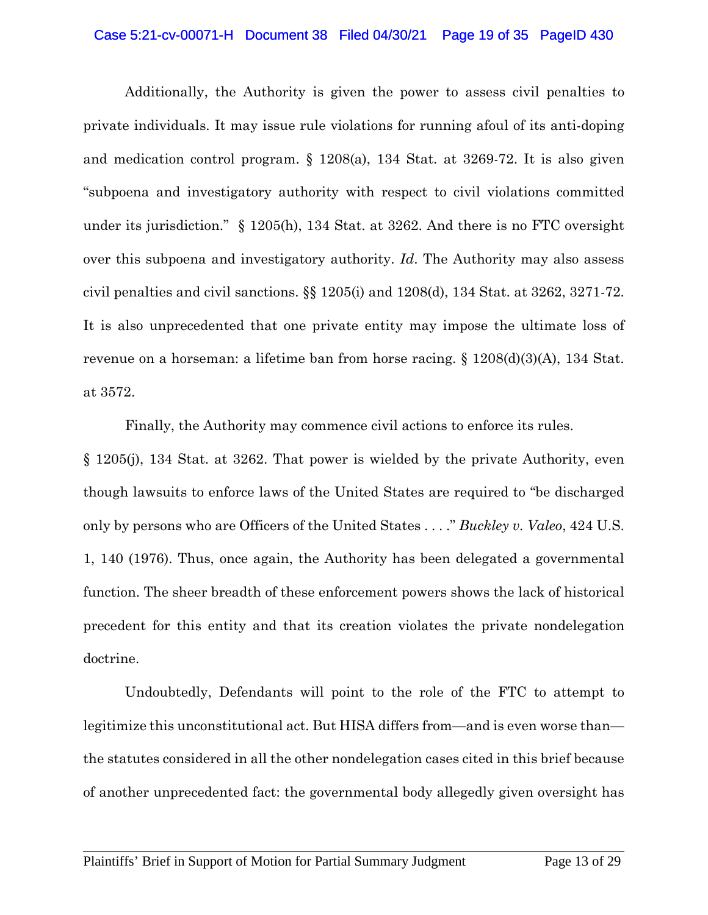Additionally, the Authority is given the power to assess civil penalties to private individuals. It may issue rule violations for running afoul of its anti-doping and medication control program. § 1208(a), 134 Stat. at 3269-72. It is also given "subpoena and investigatory authority with respect to civil violations committed under its jurisdiction." § 1205(h), 134 Stat. at 3262. And there is no FTC oversight over this subpoena and investigatory authority. *Id*. The Authority may also assess civil penalties and civil sanctions. §§ 1205(i) and 1208(d), 134 Stat. at 3262, 3271-72. It is also unprecedented that one private entity may impose the ultimate loss of revenue on a horseman: a lifetime ban from horse racing. § 1208(d)(3)(A), 134 Stat. at 3572.

Finally, the Authority may commence civil actions to enforce its rules. § 1205(j), 134 Stat. at 3262. That power is wielded by the private Authority, even though lawsuits to enforce laws of the United States are required to "be discharged only by persons who are Officers of the United States . . . ." *Buckley v. Valeo*, 424 U.S. 1, 140 (1976). Thus, once again, the Authority has been delegated a governmental function. The sheer breadth of these enforcement powers shows the lack of historical precedent for this entity and that its creation violates the private nondelegation doctrine.

Undoubtedly, Defendants will point to the role of the FTC to attempt to legitimize this unconstitutional act. But HISA differs from—and is even worse than—the statutes considered in all the other nondelegation cases cited in this brief because of another unprecedented fact: the governmental body allegedly given oversight has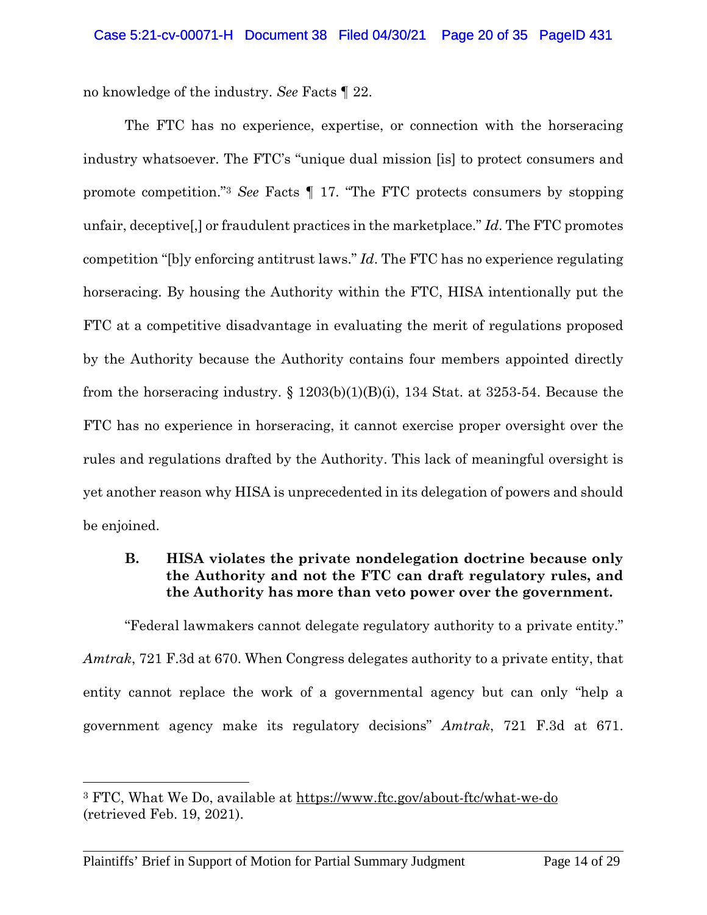no knowledge of the industry. *See* Facts ¶ 22.

The FTC has no experience, expertise, or connection with the horseracing industry whatsoever. The FTC's "unique dual mission [is] to protect consumers and promote competition."[3] *See* Facts ¶ 17. "The FTC protects consumers by stopping unfair, deceptive[,] or fraudulent practices in the marketplace." *Id*. The FTC promotes competition "[b]y enforcing antitrust laws." *Id*. The FTC has no experience regulating horseracing. By housing the Authority within the FTC, HISA intentionally put the FTC at a competitive disadvantage in evaluating the merit of regulations proposed by the Authority because the Authority contains four members appointed directly from the horseracing industry. § 1203(b)(1)(B)(i), 134 Stat. at 3253-54. Because the FTC has no experience in horseracing, it cannot exercise proper oversight over the rules and regulations drafted by the Authority. This lack of meaningful oversight is yet another reason why HISA is unprecedented in its delegation of powers and should be enjoined.

### B. HISA violates the private nondelegation doctrine because only the Authority and not the FTC can draft regulatory rules, and the Authority has more than veto power over the government.

"Federal lawmakers cannot delegate regulatory authority to a private entity." *Amtrak*, 721 F.3d at 670. When Congress delegates authority to a private entity, that entity cannot replace the work of a governmental agency but can only "help a government agency make its regulatory decisions" *Amtrak*, 721 F.3d at 671.

---

[3] FTC, What We Do, available at https://www.ftc.gov/about-ftc/what-we-do (retrieved Feb. 19, 2021).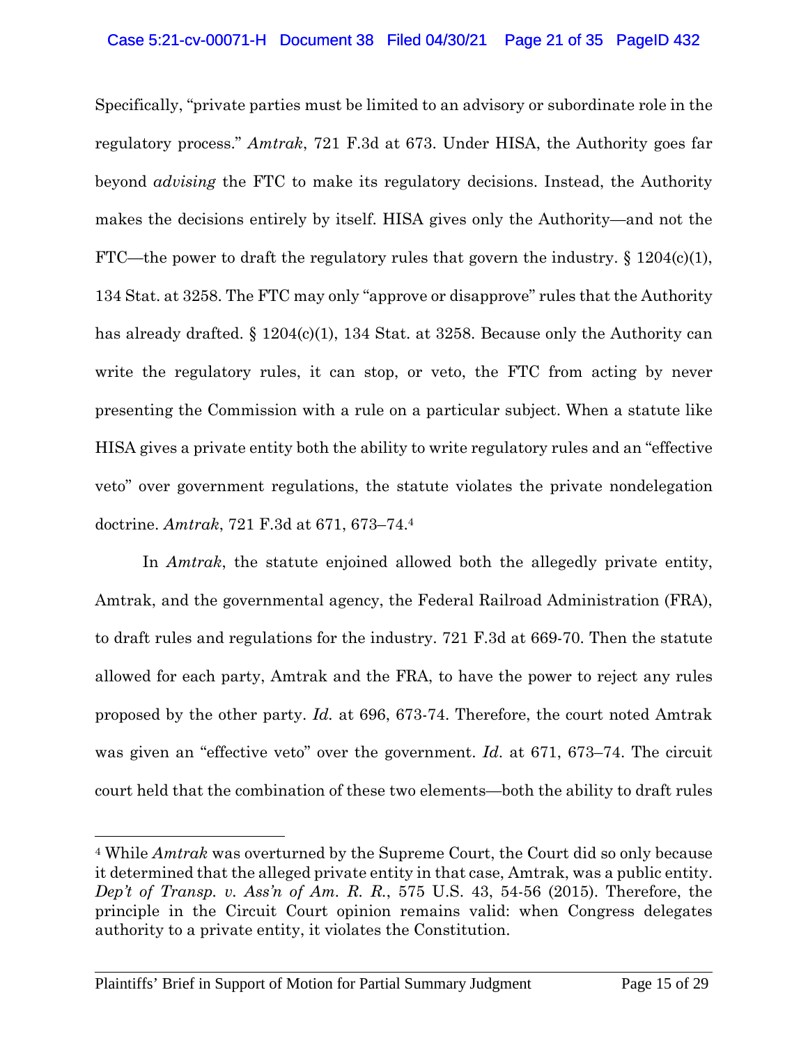Specifically, "private parties must be limited to an advisory or subordinate role in the regulatory process." *Amtrak*, 721 F.3d at 673. Under HISA, the Authority goes far beyond *advising* the FTC to make its regulatory decisions. Instead, the Authority makes the decisions entirely by itself. HISA gives only the Authority—and not the FTC—the power to draft the regulatory rules that govern the industry. § 1204(c)(1), 134 Stat. at 3258. The FTC may only "approve or disapprove" rules that the Authority has already drafted. § 1204(c)(1), 134 Stat. at 3258. Because only the Authority can write the regulatory rules, it can stop, or veto, the FTC from acting by never presenting the Commission with a rule on a particular subject. When a statute like HISA gives a private entity both the ability to write regulatory rules and an "effective veto" over government regulations, the statute violates the private nondelegation doctrine. *Amtrak*, 721 F.3d at 671, 673–74.[4]

In *Amtrak*, the statute enjoined allowed both the allegedly private entity, Amtrak, and the governmental agency, the Federal Railroad Administration (FRA), to draft rules and regulations for the industry. 721 F.3d at 669-70. Then the statute allowed for each party, Amtrak and the FRA, to have the power to reject any rules proposed by the other party. *Id.* at 696, 673-74. Therefore, the court noted Amtrak was given an "effective veto" over the government. *Id.* at 671, 673–74. The circuit court held that the combination of these two elements—both the ability to draft rules

---

[4] While *Amtrak* was overturned by the Supreme Court, the Court did so only because it determined that the alleged private entity in that case, Amtrak, was a public entity. *Dep't of Transp. v. Ass'n of Am. R. R.*, 575 U.S. 43, 54-56 (2015). Therefore, the principle in the Circuit Court opinion remains valid: when Congress delegates authority to a private entity, it violates the Constitution.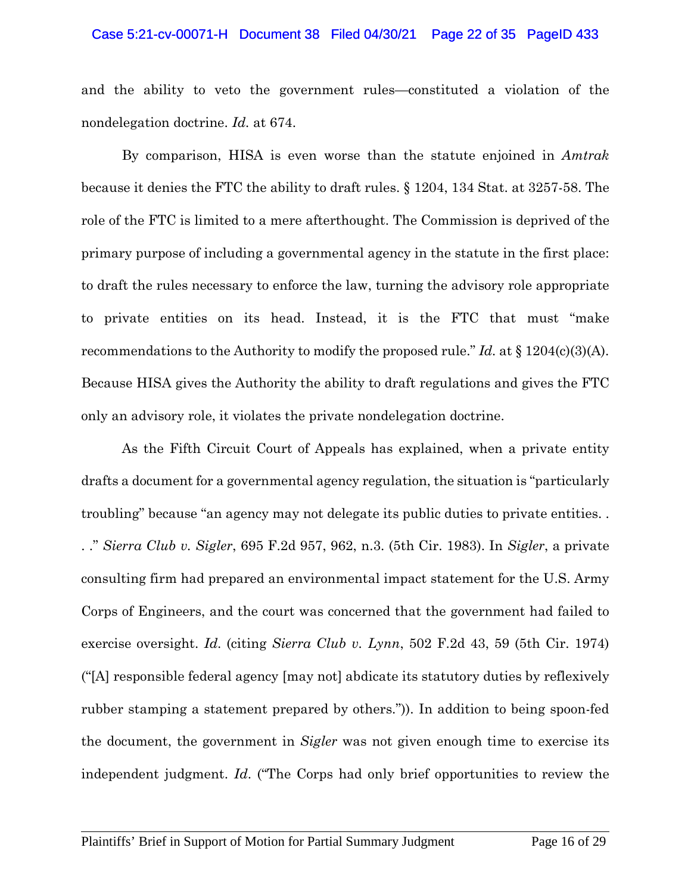and the ability to veto the government rules—constituted a violation of the nondelegation doctrine. *Id*. at 674.

By comparison, HISA is even worse than the statute enjoined in *Amtrak* because it denies the FTC the ability to draft rules. § 1204, 134 Stat. at 3257-58. The role of the FTC is limited to a mere afterthought. The Commission is deprived of the primary purpose of including a governmental agency in the statute in the first place: to draft the rules necessary to enforce the law, turning the advisory role appropriate to private entities on its head. Instead, it is the FTC that must "make recommendations to the Authority to modify the proposed rule." *Id*. at § 1204(c)(3)(A). Because HISA gives the Authority the ability to draft regulations and gives the FTC only an advisory role, it violates the private nondelegation doctrine.

As the Fifth Circuit Court of Appeals has explained, when a private entity drafts a document for a governmental agency regulation, the situation is "particularly troubling" because "an agency may not delegate its public duties to private entities. . . ." *Sierra Club v. Sigler*, 695 F.2d 957, 962, n.3. (5th Cir. 1983). In *Sigler*, a private consulting firm had prepared an environmental impact statement for the U.S. Army Corps of Engineers, and the court was concerned that the government had failed to exercise oversight. *Id*. (citing *Sierra Club v. Lynn*, 502 F.2d 43, 59 (5th Cir. 1974) ("[A] responsible federal agency [may not] abdicate its statutory duties by reflexively rubber stamping a statement prepared by others.")). In addition to being spoon-fed the document, the government in *Sigler* was not given enough time to exercise its independent judgment. *Id*. ("The Corps had only brief opportunities to review the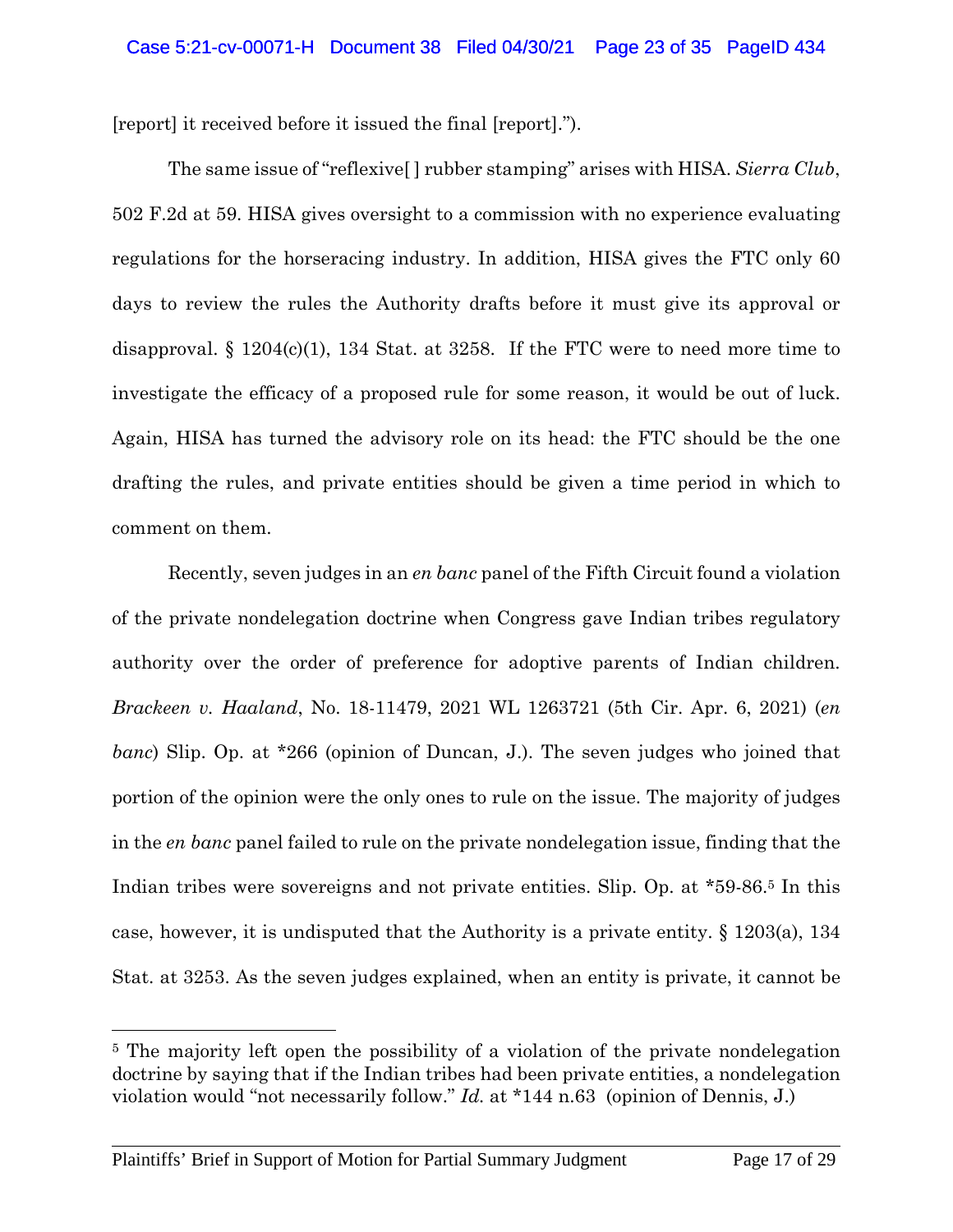[report] it received before it issued the final [report].").

The same issue of "reflexive[ ] rubber stamping" arises with HISA. *Sierra Club*, 502 F.2d at 59. HISA gives oversight to a commission with no experience evaluating regulations for the horseracing industry. In addition, HISA gives the FTC only 60 days to review the rules the Authority drafts before it must give its approval or disapproval. § 1204(c)(1), 134 Stat. at 3258. If the FTC were to need more time to investigate the efficacy of a proposed rule for some reason, it would be out of luck. Again, HISA has turned the advisory role on its head: the FTC should be the one drafting the rules, and private entities should be given a time period in which to comment on them.

Recently, seven judges in an *en banc* panel of the Fifth Circuit found a violation of the private nondelegation doctrine when Congress gave Indian tribes regulatory authority over the order of preference for adoptive parents of Indian children. *Brackeen v. Haaland*, No. 18-11479, 2021 WL 1263721 (5th Cir. Apr. 6, 2021) (*en banc*) Slip. Op. at *266 (opinion of Duncan, J.). The seven judges who joined that portion of the opinion were the only ones to rule on the issue. The majority of judges in the *en banc* panel failed to rule on the private nondelegation issue, finding that the Indian tribes were sovereigns and not private entities. Slip. Op. at *59-86.[5] In this case, however, it is undisputed that the Authority is a private entity. § 1203(a), 134 Stat. at 3253. As the seven judges explained, when an entity is private, it cannot be

[5] The majority left open the possibility of a violation of the private nondelegation doctrine by saying that if the Indian tribes had been private entities, a nondelegation violation would "not necessarily follow." *Id.* at *144 n.63 (opinion of Dennis, J.)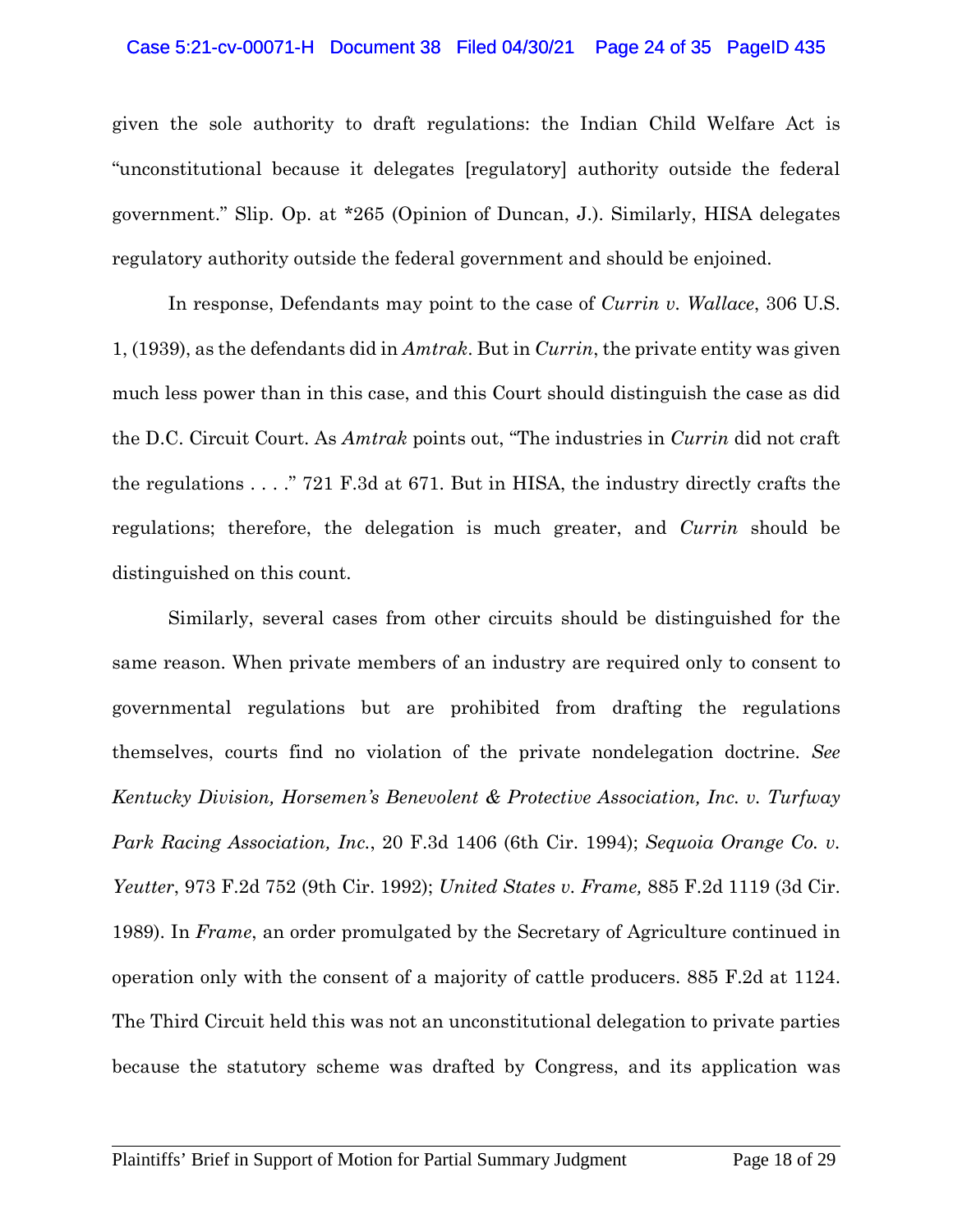given the sole authority to draft regulations: the Indian Child Welfare Act is "unconstitutional because it delegates [regulatory] authority outside the federal government." Slip. Op. at *265 (Opinion of Duncan, J.). Similarly, HISA delegates regulatory authority outside the federal government and should be enjoined.

In response, Defendants may point to the case of *Currin v. Wallace*, 306 U.S. 1, (1939), as the defendants did in *Amtrak*. But in *Currin*, the private entity was given much less power than in this case, and this Court should distinguish the case as did the D.C. Circuit Court. As *Amtrak* points out, "The industries in *Currin* did not craft the regulations . . . ." 721 F.3d at 671. But in HISA, the industry directly crafts the regulations; therefore, the delegation is much greater, and *Currin* should be distinguished on this count.

Similarly, several cases from other circuits should be distinguished for the same reason. When private members of an industry are required only to consent to governmental regulations but are prohibited from drafting the regulations themselves, courts find no violation of the private nondelegation doctrine. *See Kentucky Division, Horsemen's Benevolent & Protective Association, Inc. v. Turfway Park Racing Association, Inc.*, 20 F.3d 1406 (6th Cir. 1994); *Sequoia Orange Co. v. Yeutter*, 973 F.2d 752 (9th Cir. 1992); *United States v. Frame,* 885 F.2d 1119 (3d Cir. 1989). In *Frame*, an order promulgated by the Secretary of Agriculture continued in operation only with the consent of a majority of cattle producers. 885 F.2d at 1124. The Third Circuit held this was not an unconstitutional delegation to private parties because the statutory scheme was drafted by Congress, and its application was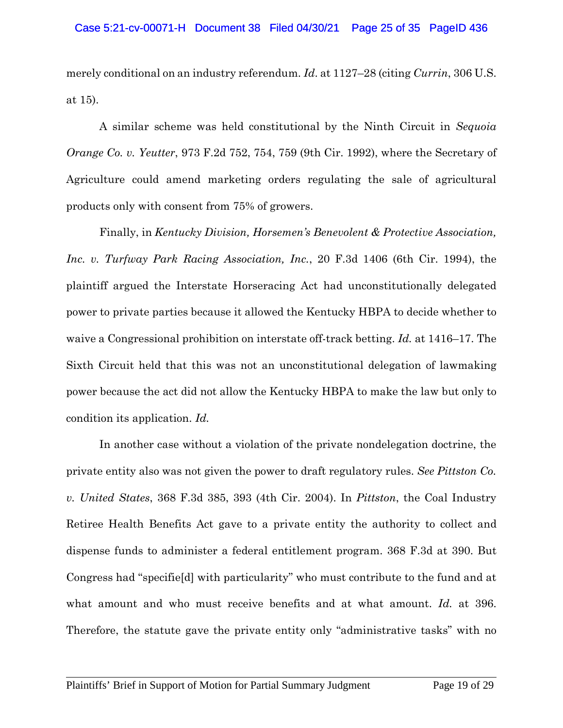merely conditional on an industry referendum. *Id*. at 1127–28 (citing *Currin*, 306 U.S. at 15).

A similar scheme was held constitutional by the Ninth Circuit in *Sequoia Orange Co. v. Yeutter*, 973 F.2d 752, 754, 759 (9th Cir. 1992), where the Secretary of Agriculture could amend marketing orders regulating the sale of agricultural products only with consent from 75% of growers.

Finally, in *Kentucky Division, Horsemen's Benevolent & Protective Association, Inc. v. Turfway Park Racing Association, Inc.*, 20 F.3d 1406 (6th Cir. 1994), the plaintiff argued the Interstate Horseracing Act had unconstitutionally delegated power to private parties because it allowed the Kentucky HBPA to decide whether to waive a Congressional prohibition on interstate off-track betting. *Id.* at 1416–17. The Sixth Circuit held that this was not an unconstitutional delegation of lawmaking power because the act did not allow the Kentucky HBPA to make the law but only to condition its application. *Id.*

In another case without a violation of the private nondelegation doctrine, the private entity also was not given the power to draft regulatory rules. *See Pittston Co. v. United States*, 368 F.3d 385, 393 (4th Cir. 2004). In *Pittston*, the Coal Industry Retiree Health Benefits Act gave to a private entity the authority to collect and dispense funds to administer a federal entitlement program. 368 F.3d at 390. But Congress had "specifie[d] with particularity" who must contribute to the fund and at what amount and who must receive benefits and at what amount. *Id.* at 396. Therefore, the statute gave the private entity only "administrative tasks" with no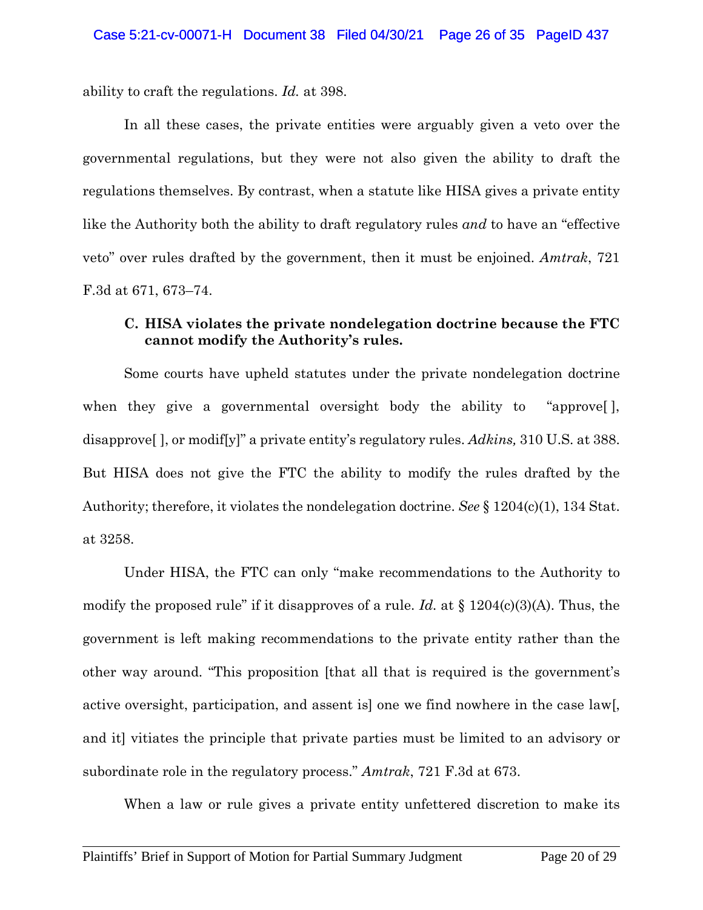ability to craft the regulations. *Id.* at 398.

In all these cases, the private entities were arguably given a veto over the governmental regulations, but they were not also given the ability to draft the regulations themselves. By contrast, when a statute like HISA gives a private entity like the Authority both the ability to draft regulatory rules *and* to have an "effective veto" over rules drafted by the government, then it must be enjoined. *Amtrak*, 721 F.3d at 671, 673–74.

### C. HISA violates the private nondelegation doctrine because the FTC cannot modify the Authority's rules.

Some courts have upheld statutes under the private nondelegation doctrine when they give a governmental oversight body the ability to "approve[ ], disapprove[ ], or modif[y]" a private entity's regulatory rules. *Adkins,* 310 U.S. at 388. But HISA does not give the FTC the ability to modify the rules drafted by the Authority; therefore, it violates the nondelegation doctrine. *See* § 1204(c)(1), 134 Stat. at 3258.

Under HISA, the FTC can only "make recommendations to the Authority to modify the proposed rule" if it disapproves of a rule. *Id.* at § 1204(c)(3)(A). Thus, the government is left making recommendations to the private entity rather than the other way around. "This proposition [that all that is required is the government's active oversight, participation, and assent is] one we find nowhere in the case law[, and it] vitiates the principle that private parties must be limited to an advisory or subordinate role in the regulatory process." *Amtrak*, 721 F.3d at 673.

When a law or rule gives a private entity unfettered discretion to make its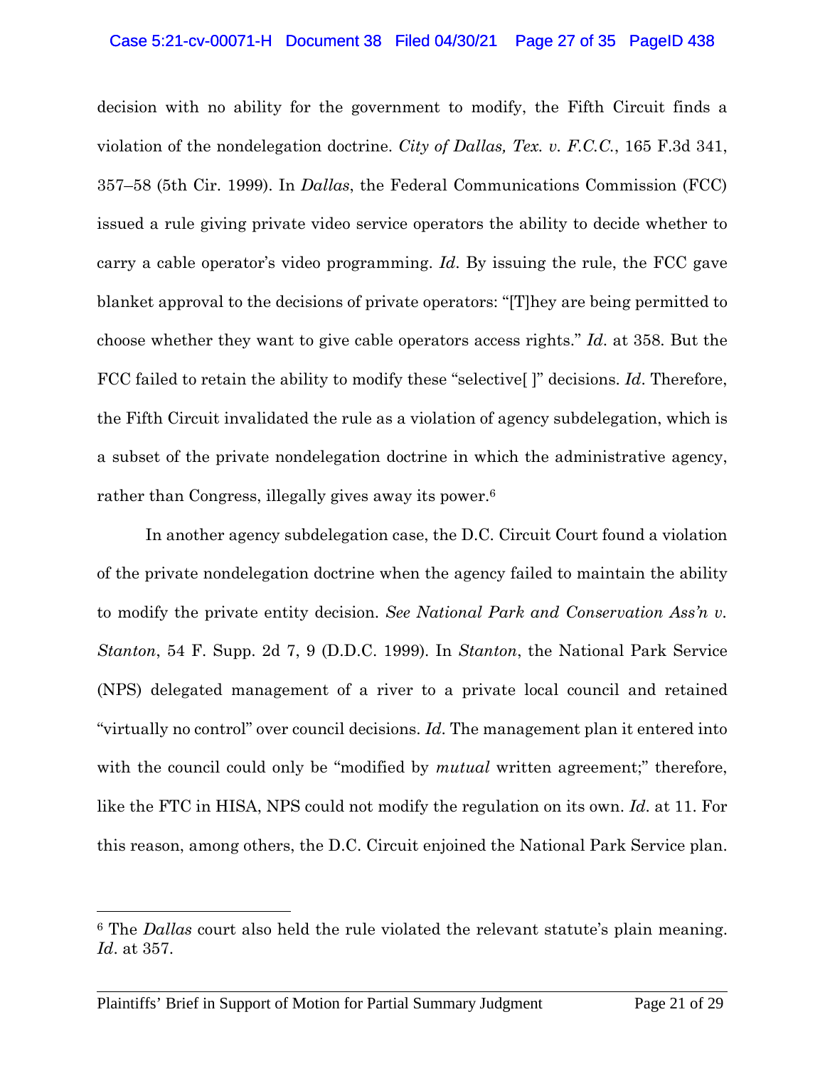decision with no ability for the government to modify, the Fifth Circuit finds a violation of the nondelegation doctrine. *City of Dallas, Tex. v. F.C.C.*, 165 F.3d 341, 357–58 (5th Cir. 1999). In *Dallas*, the Federal Communications Commission (FCC) issued a rule giving private video service operators the ability to decide whether to carry a cable operator's video programming. *Id*. By issuing the rule, the FCC gave blanket approval to the decisions of private operators: "[T]hey are being permitted to choose whether they want to give cable operators access rights." *Id*. at 358. But the FCC failed to retain the ability to modify these "selective[ ]" decisions. *Id*. Therefore, the Fifth Circuit invalidated the rule as a violation of agency subdelegation, which is a subset of the private nondelegation doctrine in which the administrative agency, rather than Congress, illegally gives away its power.[6]

In another agency subdelegation case, the D.C. Circuit Court found a violation of the private nondelegation doctrine when the agency failed to maintain the ability to modify the private entity decision. *See National Park and Conservation Ass'n v. Stanton*, 54 F. Supp. 2d 7, 9 (D.D.C. 1999). In *Stanton*, the National Park Service (NPS) delegated management of a river to a private local council and retained "virtually no control" over council decisions. *Id*. The management plan it entered into with the council could only be "modified by *mutual* written agreement;" therefore, like the FTC in HISA, NPS could not modify the regulation on its own. *Id*. at 11. For this reason, among others, the D.C. Circuit enjoined the National Park Service plan.

---

[6] The *Dallas* court also held the rule violated the relevant statute's plain meaning. *Id*. at 357.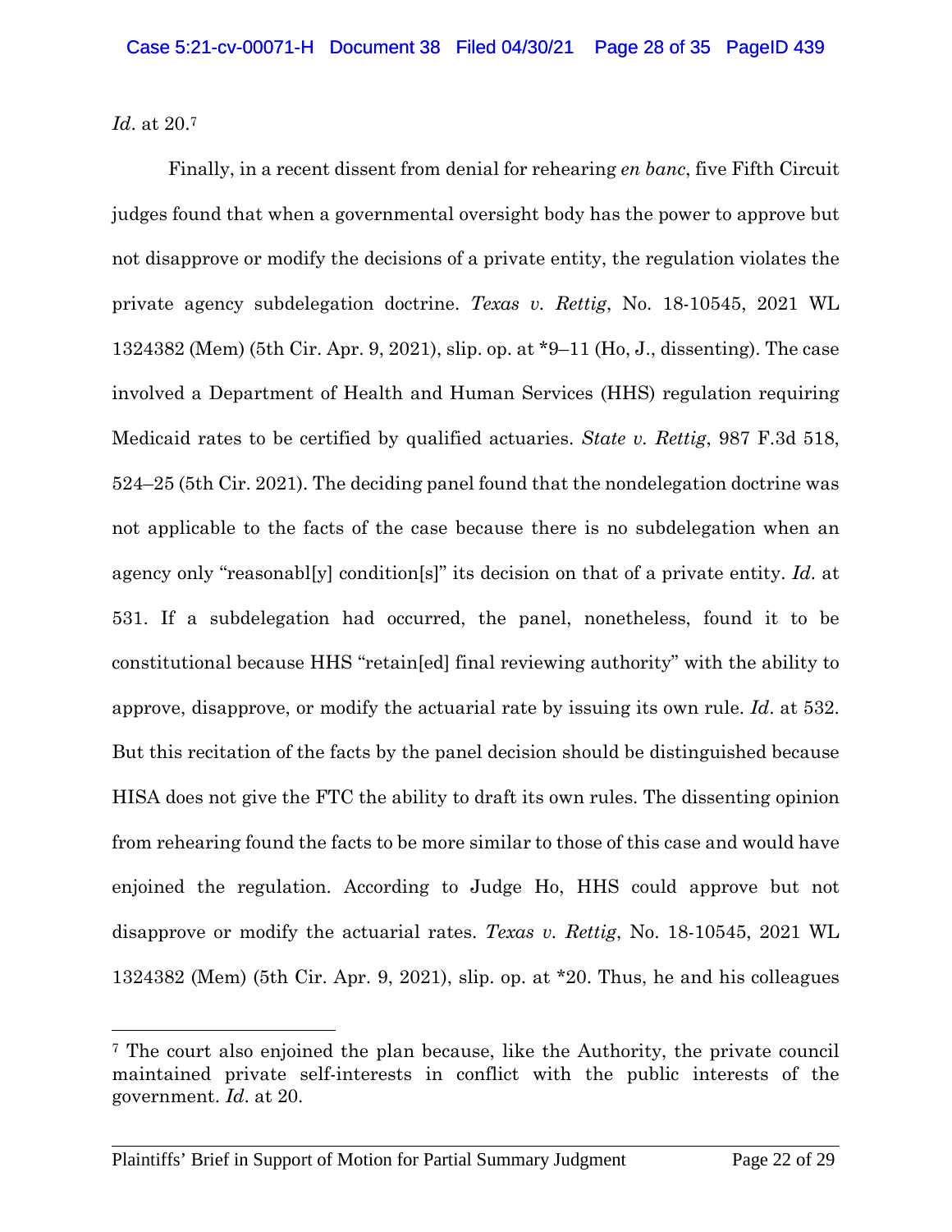*Id*. at 20.[7]

Finally, in a recent dissent from denial for rehearing *en banc*, five Fifth Circuit judges found that when a governmental oversight body has the power to approve but not disapprove or modify the decisions of a private entity, the regulation violates the private agency subdelegation doctrine. *Texas v. Rettig*, No. 18-10545, 2021 WL 1324382 (Mem) (5th Cir. Apr. 9, 2021), slip. op. at *9–11 (Ho, J., dissenting). The case involved a Department of Health and Human Services (HHS) regulation requiring Medicaid rates to be certified by qualified actuaries. *State v. Rettig*, 987 F.3d 518, 524–25 (5th Cir. 2021). The deciding panel found that the nondelegation doctrine was not applicable to the facts of the case because there is no subdelegation when an agency only "reasonabl[y] condition[s]" its decision on that of a private entity. *Id*. at 531. If a subdelegation had occurred, the panel, nonetheless, found it to be constitutional because HHS "retain[ed] final reviewing authority" with the ability to approve, disapprove, or modify the actuarial rate by issuing its own rule. *Id*. at 532. But this recitation of the facts by the panel decision should be distinguished because HISA does not give the FTC the ability to draft its own rules. The dissenting opinion from rehearing found the facts to be more similar to those of this case and would have enjoined the regulation. According to Judge Ho, HHS could approve but not disapprove or modify the actuarial rates. *Texas v. Rettig*, No. 18-10545, 2021 WL 1324382 (Mem) (5th Cir. Apr. 9, 2021), slip. op. at *20. Thus, he and his colleagues

[7] The court also enjoined the plan because, like the Authority, the private council maintained private self-interests in conflict with the public interests of the government. *Id*. at 20.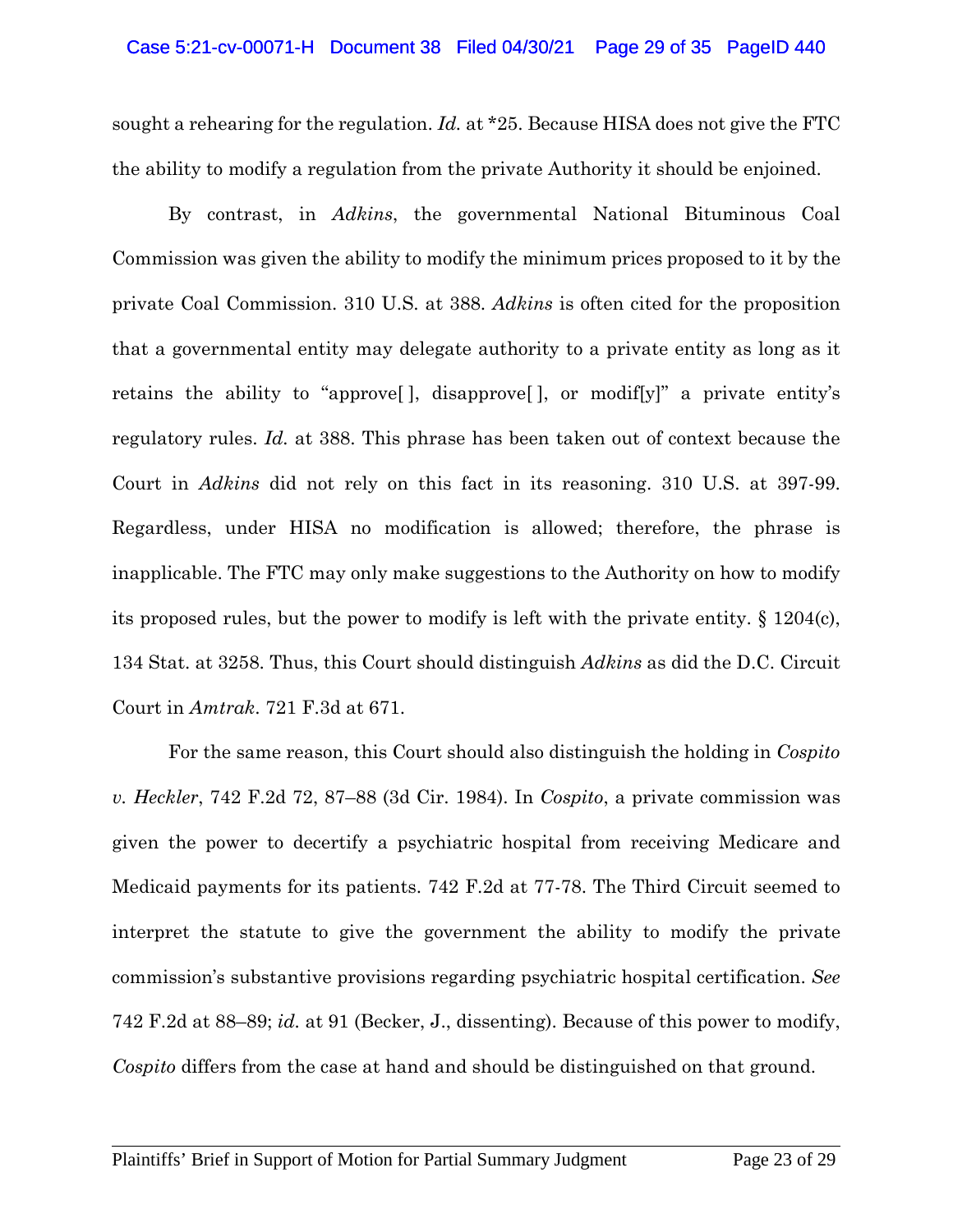sought a rehearing for the regulation. *Id.* at *25. Because HISA does not give the FTC the ability to modify a regulation from the private Authority it should be enjoined.

By contrast, in *Adkins*, the governmental National Bituminous Coal Commission was given the ability to modify the minimum prices proposed to it by the private Coal Commission. 310 U.S. at 388. *Adkins* is often cited for the proposition that a governmental entity may delegate authority to a private entity as long as it retains the ability to "approve[ ], disapprove[ ], or modif[y]" a private entity's regulatory rules. *Id.* at 388. This phrase has been taken out of context because the Court in *Adkins* did not rely on this fact in its reasoning. 310 U.S. at 397-99. Regardless, under HISA no modification is allowed; therefore, the phrase is inapplicable. The FTC may only make suggestions to the Authority on how to modify its proposed rules, but the power to modify is left with the private entity. § 1204(c), 134 Stat. at 3258. Thus, this Court should distinguish *Adkins* as did the D.C. Circuit Court in *Amtrak*. 721 F.3d at 671.

For the same reason, this Court should also distinguish the holding in *Cospito v. Heckler*, 742 F.2d 72, 87–88 (3d Cir. 1984). In *Cospito*, a private commission was given the power to decertify a psychiatric hospital from receiving Medicare and Medicaid payments for its patients. 742 F.2d at 77-78. The Third Circuit seemed to interpret the statute to give the government the ability to modify the private commission's substantive provisions regarding psychiatric hospital certification. *See* 742 F.2d at 88–89; *id.* at 91 (Becker, J., dissenting). Because of this power to modify, *Cospito* differs from the case at hand and should be distinguished on that ground.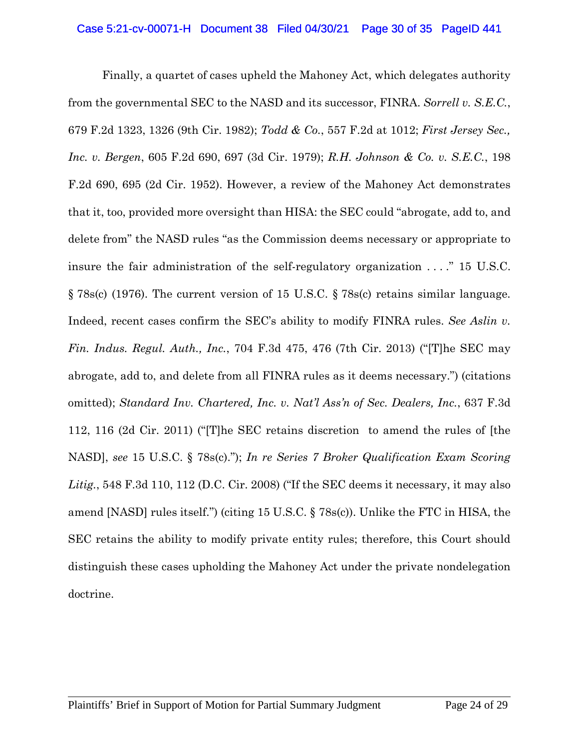Finally, a quartet of cases upheld the Mahoney Act, which delegates authority from the governmental SEC to the NASD and its successor, FINRA. *Sorrell v. S.E.C.*, 679 F.2d 1323, 1326 (9th Cir. 1982); *Todd & Co.*, 557 F.2d at 1012; *First Jersey Sec., Inc. v. Bergen*, 605 F.2d 690, 697 (3d Cir. 1979); *R.H. Johnson & Co. v. S.E.C.*, 198 F.2d 690, 695 (2d Cir. 1952). However, a review of the Mahoney Act demonstrates that it, too, provided more oversight than HISA: the SEC could "abrogate, add to, and delete from" the NASD rules "as the Commission deems necessary or appropriate to insure the fair administration of the self-regulatory organization . . . ." 15 U.S.C. § 78s(c) (1976). The current version of 15 U.S.C. § 78s(c) retains similar language. Indeed, recent cases confirm the SEC's ability to modify FINRA rules. *See Aslin v. Fin. Indus. Regul. Auth., Inc.*, 704 F.3d 475, 476 (7th Cir. 2013) ("[T]he SEC may abrogate, add to, and delete from all FINRA rules as it deems necessary.") (citations omitted); *Standard Inv. Chartered, Inc. v. Nat'l Ass'n of Sec. Dealers, Inc.*, 637 F.3d 112, 116 (2d Cir. 2011) ("[T]he SEC retains discretion to amend the rules of [the NASD], *see* 15 U.S.C. § 78s(c)."); *In re Series 7 Broker Qualification Exam Scoring Litig.*, 548 F.3d 110, 112 (D.C. Cir. 2008) ("If the SEC deems it necessary, it may also amend [NASD] rules itself.") (citing 15 U.S.C. § 78s(c)). Unlike the FTC in HISA, the SEC retains the ability to modify private entity rules; therefore, this Court should distinguish these cases upholding the Mahoney Act under the private nondelegation doctrine.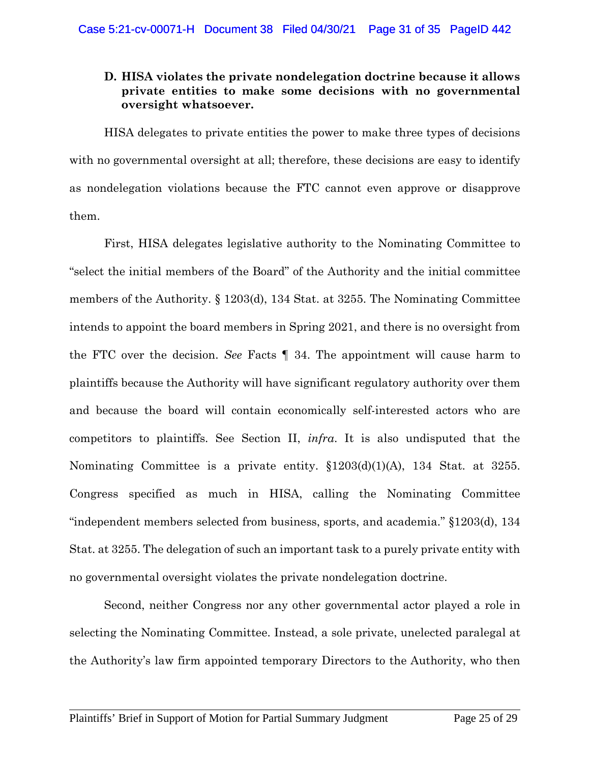### D. HISA violates the private nondelegation doctrine because it allows private entities to make some decisions with no governmental oversight whatsoever.

HISA delegates to private entities the power to make three types of decisions with no governmental oversight at all; therefore, these decisions are easy to identify as nondelegation violations because the FTC cannot even approve or disapprove them.

First, HISA delegates legislative authority to the Nominating Committee to "select the initial members of the Board" of the Authority and the initial committee members of the Authority. § 1203(d), 134 Stat. at 3255. The Nominating Committee intends to appoint the board members in Spring 2021, and there is no oversight from the FTC over the decision. *See* Facts ¶ 34. The appointment will cause harm to plaintiffs because the Authority will have significant regulatory authority over them and because the board will contain economically self-interested actors who are competitors to plaintiffs. See Section II, *infra*. It is also undisputed that the Nominating Committee is a private entity. §1203(d)(1)(A), 134 Stat. at 3255. Congress specified as much in HISA, calling the Nominating Committee "independent members selected from business, sports, and academia." §1203(d), 134 Stat. at 3255. The delegation of such an important task to a purely private entity with no governmental oversight violates the private nondelegation doctrine.

Second, neither Congress nor any other governmental actor played a role in selecting the Nominating Committee. Instead, a sole private, unelected paralegal at the Authority's law firm appointed temporary Directors to the Authority, who then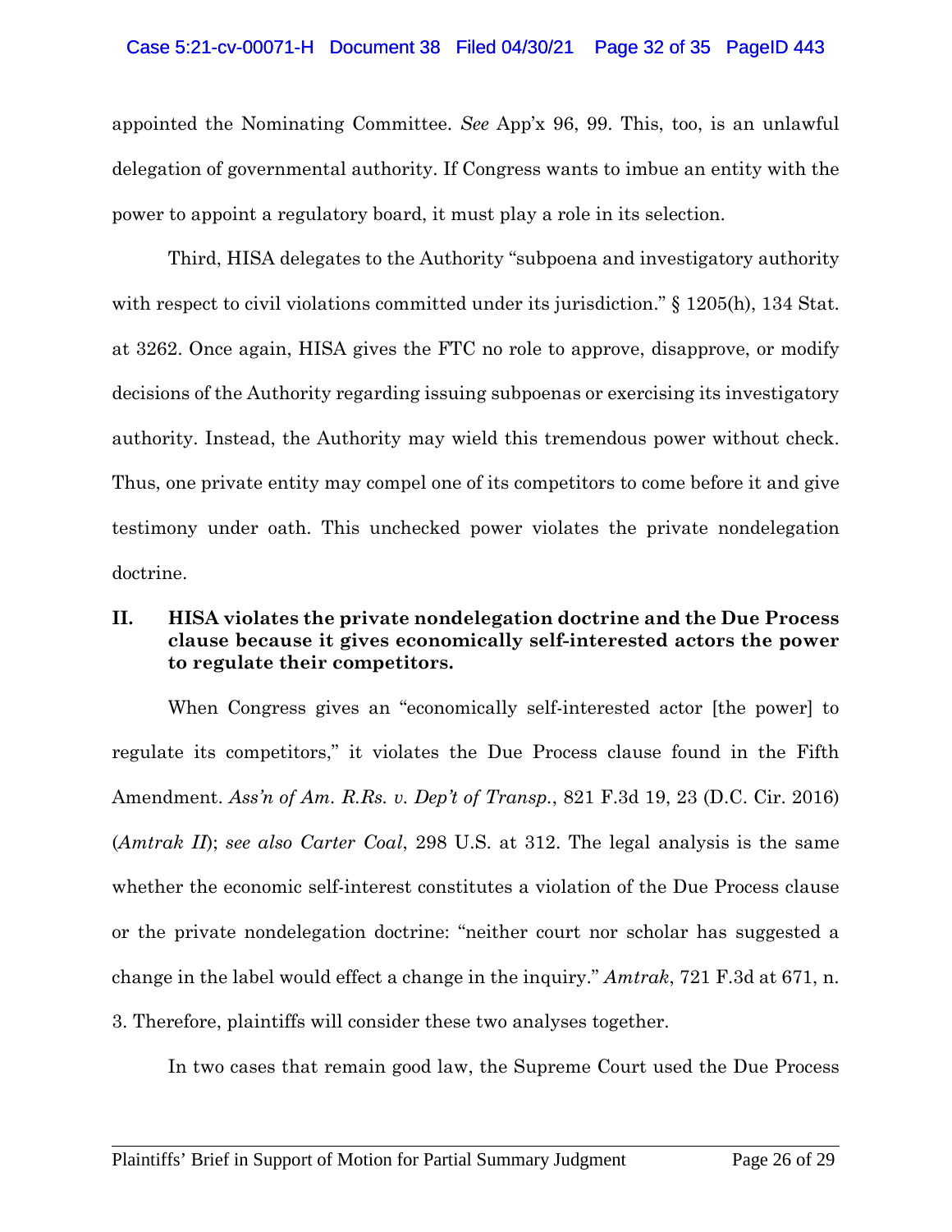appointed the Nominating Committee. *See* App'x 96, 99. This, too, is an unlawful delegation of governmental authority. If Congress wants to imbue an entity with the power to appoint a regulatory board, it must play a role in its selection.

Third, HISA delegates to the Authority "subpoena and investigatory authority with respect to civil violations committed under its jurisdiction." § 1205(h), 134 Stat. at 3262. Once again, HISA gives the FTC no role to approve, disapprove, or modify decisions of the Authority regarding issuing subpoenas or exercising its investigatory authority. Instead, the Authority may wield this tremendous power without check. Thus, one private entity may compel one of its competitors to come before it and give testimony under oath. This unchecked power violates the private nondelegation doctrine.

## II. HISA violates the private nondelegation doctrine and the Due Process clause because it gives economically self-interested actors the power to regulate their competitors.

When Congress gives an "economically self-interested actor [the power] to regulate its competitors," it violates the Due Process clause found in the Fifth Amendment. *Ass'n of Am. R.Rs. v. Dep't of Transp.*, 821 F.3d 19, 23 (D.C. Cir. 2016) (*Amtrak II*); *see also Carter Coal*, 298 U.S. at 312. The legal analysis is the same whether the economic self-interest constitutes a violation of the Due Process clause or the private nondelegation doctrine: "neither court nor scholar has suggested a change in the label would effect a change in the inquiry." *Amtrak*, 721 F.3d at 671, n. 3. Therefore, plaintiffs will consider these two analyses together.

In two cases that remain good law, the Supreme Court used the Due Process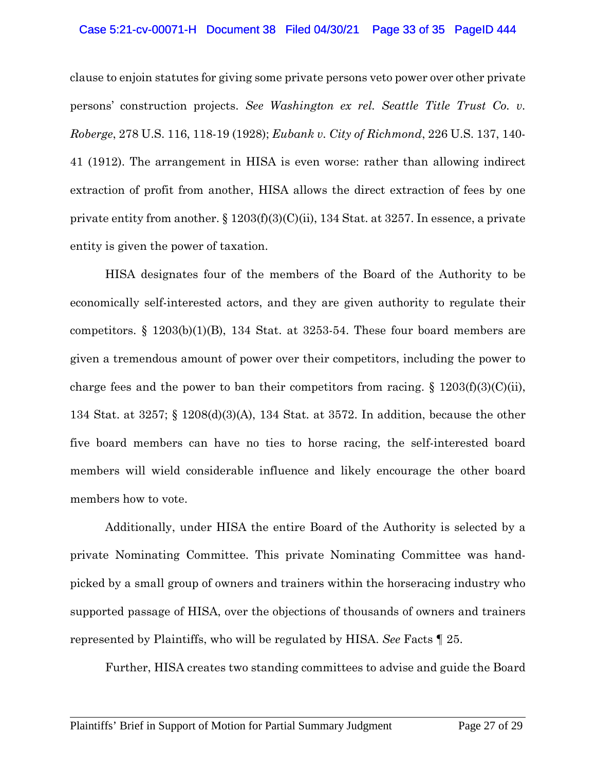clause to enjoin statutes for giving some private persons veto power over other private persons' construction projects. *See Washington ex rel. Seattle Title Trust Co. v. Roberge*, 278 U.S. 116, 118-19 (1928); *Eubank v. City of Richmond*, 226 U.S. 137, 140-41 (1912). The arrangement in HISA is even worse: rather than allowing indirect extraction of profit from another, HISA allows the direct extraction of fees by one private entity from another. § 1203(f)(3)(C)(ii), 134 Stat. at 3257. In essence, a private entity is given the power of taxation.

HISA designates four of the members of the Board of the Authority to be economically self-interested actors, and they are given authority to regulate their competitors. § 1203(b)(1)(B), 134 Stat. at 3253-54. These four board members are given a tremendous amount of power over their competitors, including the power to charge fees and the power to ban their competitors from racing. § 1203(f)(3)(C)(ii), 134 Stat. at 3257; § 1208(d)(3)(A), 134 Stat. at 3572. In addition, because the other five board members can have no ties to horse racing, the self-interested board members will wield considerable influence and likely encourage the other board members how to vote.

Additionally, under HISA the entire Board of the Authority is selected by a private Nominating Committee. This private Nominating Committee was hand-picked by a small group of owners and trainers within the horseracing industry who supported passage of HISA, over the objections of thousands of owners and trainers represented by Plaintiffs, who will be regulated by HISA. *See* Facts ¶ 25.

Further, HISA creates two standing committees to advise and guide the Board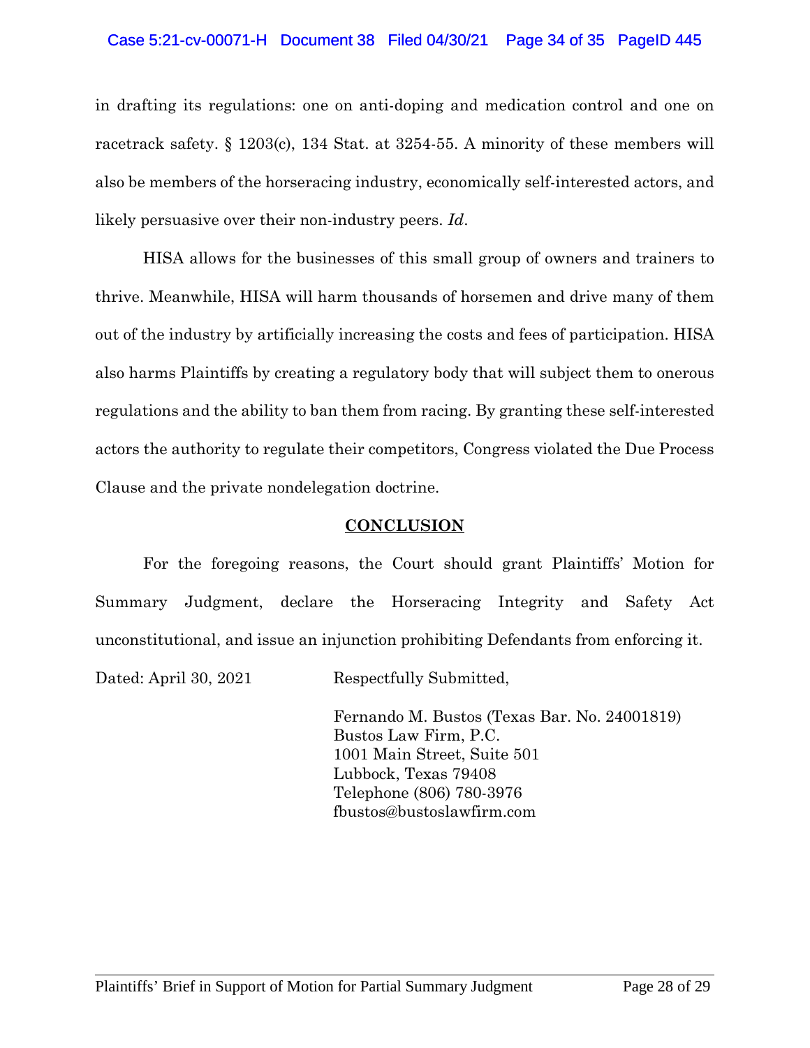in drafting its regulations: one on anti-doping and medication control and one on racetrack safety. § 1203(c), 134 Stat. at 3254-55. A minority of these members will also be members of the horseracing industry, economically self-interested actors, and likely persuasive over their non-industry peers. *Id*.

HISA allows for the businesses of this small group of owners and trainers to thrive. Meanwhile, HISA will harm thousands of horsemen and drive many of them out of the industry by artificially increasing the costs and fees of participation. HISA also harms Plaintiffs by creating a regulatory body that will subject them to onerous regulations and the ability to ban them from racing. By granting these self-interested actors the authority to regulate their competitors, Congress violated the Due Process Clause and the private nondelegation doctrine.

## CONCLUSION

For the foregoing reasons, the Court should grant Plaintiffs' Motion for Summary Judgment, declare the Horseracing Integrity and Safety Act unconstitutional, and issue an injunction prohibiting Defendants from enforcing it.

Dated: April 30, 2021

Respectfully Submitted,

Fernando M. Bustos (Texas Bar. No. 24001819)
Bustos Law Firm, P.C.
1001 Main Street, Suite 501
Lubbock, Texas 79408
Telephone (806) 780-3976
fbustos@bustoslawfirm.com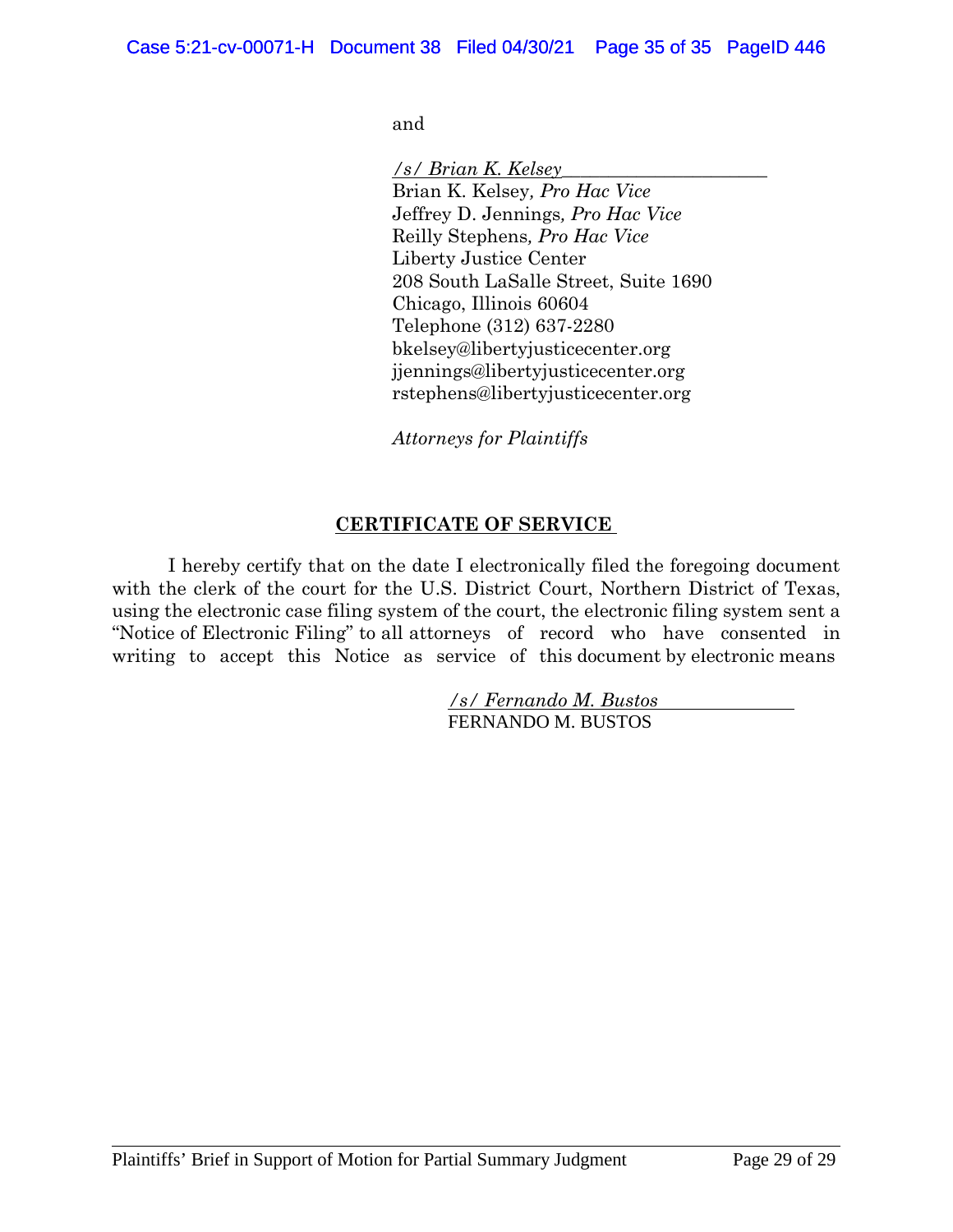and

*/s/ Brian K. Kelsey*

Brian K. Kelsey*, Pro Hac Vice*
Jeffrey D. Jennings*, Pro Hac Vice*
Reilly Stephens*, Pro Hac Vice*
Liberty Justice Center
208 South LaSalle Street, Suite 1690
Chicago, Illinois 60604
Telephone (312) 637-2280
bkelsey@libertyjusticecenter.org
jjennings@libertyjusticecenter.org
rstephens@libertyjusticecenter.org

*Attorneys for Plaintiffs*

## CERTIFICATE OF SERVICE

I hereby certify that on the date I electronically filed the foregoing document with the clerk of the court for the U.S. District Court, Northern District of Texas, using the electronic case filing system of the court, the electronic filing system sent a "Notice of Electronic Filing" to all attorneys of record who have consented in writing to accept this Notice as service of this document by electronic means

*/s/ Fernando M. Bustos*
FERNANDO M. BUSTOS